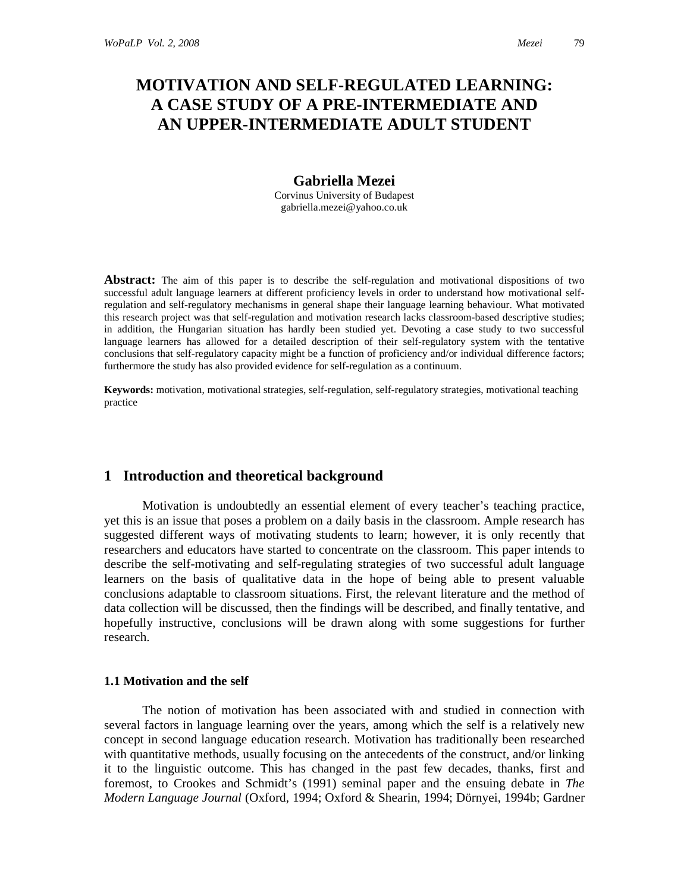# MOTIVATION AND SELF-REGULATED LEARNING: A CASE STUDY OF A PRE-INTERMEDIATE AND AN UPPER-INTERMEDIATE ADULT STUDENT

**Gabriella Mezei**

Corvinus University of Budapest
gabriella.mezei@yahoo.co.uk

**Abstract:** The aim of this paper is to describe the self-regulation and motivational dispositions of two successful adult language learners at different proficiency levels in order to understand how motivational self-regulation and self-regulatory mechanisms in general shape their language learning behaviour. What motivated this research project was that self-regulation and motivation research lacks classroom-based descriptive studies; in addition, the Hungarian situation has hardly been studied yet. Devoting a case study to two successful language learners has allowed for a detailed description of their self-regulatory system with the tentative conclusions that self-regulatory capacity might be a function of proficiency and/or individual difference factors; furthermore the study has also provided evidence for self-regulation as a continuum.

**Keywords:** motivation, motivational strategies, self-regulation, self-regulatory strategies, motivational teaching practice

## 1 Introduction and theoretical background

Motivation is undoubtedly an essential element of every teacher's teaching practice, yet this is an issue that poses a problem on a daily basis in the classroom. Ample research has suggested different ways of motivating students to learn; however, it is only recently that researchers and educators have started to concentrate on the classroom. This paper intends to describe the self-motivating and self-regulating strategies of two successful adult language learners on the basis of qualitative data in the hope of being able to present valuable conclusions adaptable to classroom situations. First, the relevant literature and the method of data collection will be discussed, then the findings will be described, and finally tentative, and hopefully instructive, conclusions will be drawn along with some suggestions for further research.

### 1.1 Motivation and the self

The notion of motivation has been associated with and studied in connection with several factors in language learning over the years, among which the self is a relatively new concept in second language education research. Motivation has traditionally been researched with quantitative methods, usually focusing on the antecedents of the construct, and/or linking it to the linguistic outcome. This has changed in the past few decades, thanks, first and foremost, to Crookes and Schmidt's (1991) seminal paper and the ensuing debate in *The Modern Language Journal* (Oxford, 1994; Oxford & Shearin, 1994; Dörnyei, 1994b; Gardner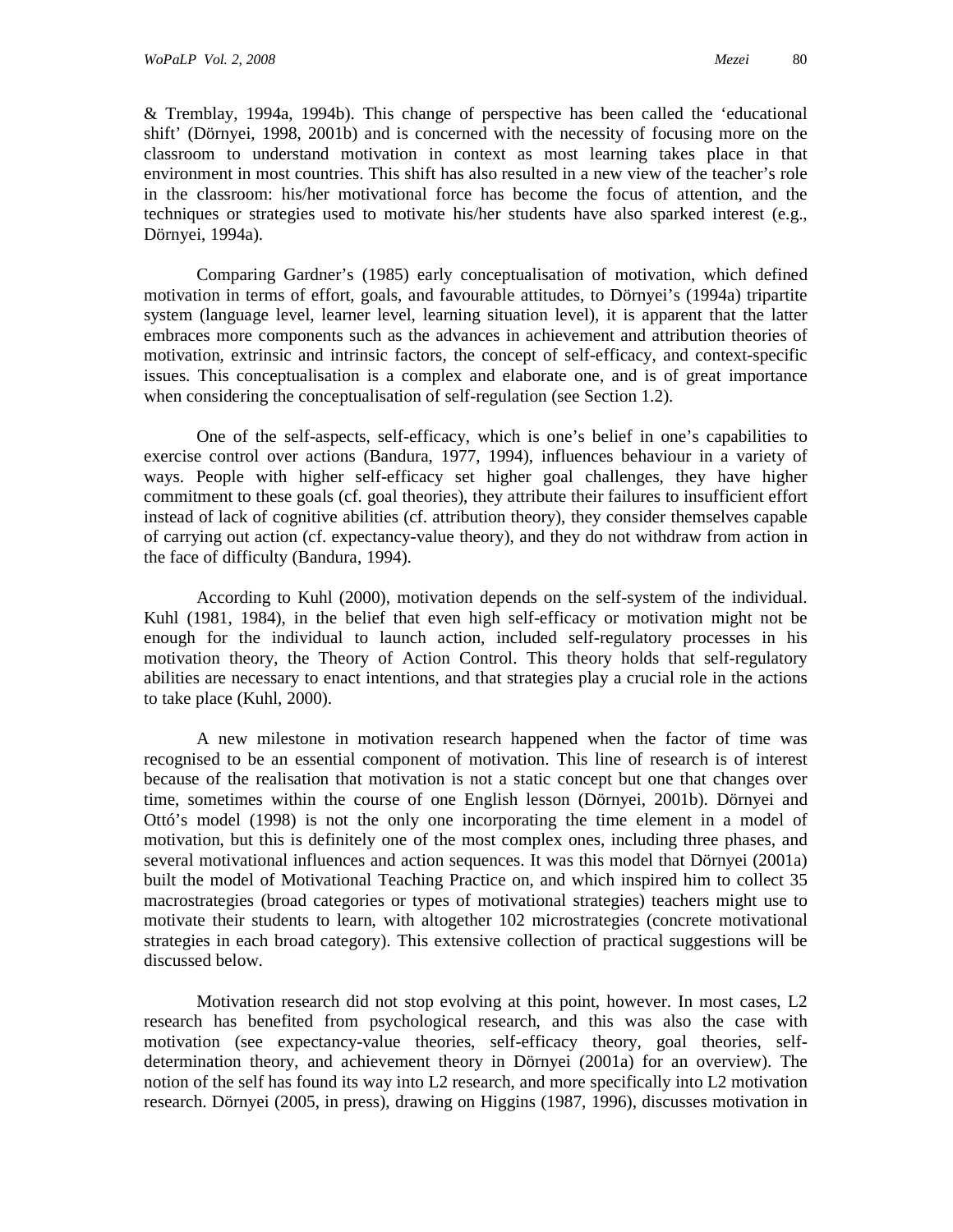& Tremblay, 1994a, 1994b). This change of perspective has been called the 'educational shift' (Dörnyei, 1998, 2001b) and is concerned with the necessity of focusing more on the classroom to understand motivation in context as most learning takes place in that environment in most countries. This shift has also resulted in a new view of the teacher's role in the classroom: his/her motivational force has become the focus of attention, and the techniques or strategies used to motivate his/her students have also sparked interest (e.g., Dörnyei, 1994a).

Comparing Gardner's (1985) early conceptualisation of motivation, which defined motivation in terms of effort, goals, and favourable attitudes, to Dörnyei's (1994a) tripartite system (language level, learner level, learning situation level), it is apparent that the latter embraces more components such as the advances in achievement and attribution theories of motivation, extrinsic and intrinsic factors, the concept of self-efficacy, and context-specific issues. This conceptualisation is a complex and elaborate one, and is of great importance when considering the conceptualisation of self-regulation (see Section 1.2).

One of the self-aspects, self-efficacy, which is one's belief in one's capabilities to exercise control over actions (Bandura, 1977, 1994), influences behaviour in a variety of ways. People with higher self-efficacy set higher goal challenges, they have higher commitment to these goals (cf. goal theories), they attribute their failures to insufficient effort instead of lack of cognitive abilities (cf. attribution theory), they consider themselves capable of carrying out action (cf. expectancy-value theory), and they do not withdraw from action in the face of difficulty (Bandura, 1994).

According to Kuhl (2000), motivation depends on the self-system of the individual. Kuhl (1981, 1984), in the belief that even high self-efficacy or motivation might not be enough for the individual to launch action, included self-regulatory processes in his motivation theory, the Theory of Action Control. This theory holds that self-regulatory abilities are necessary to enact intentions, and that strategies play a crucial role in the actions to take place (Kuhl, 2000).

A new milestone in motivation research happened when the factor of time was recognised to be an essential component of motivation. This line of research is of interest because of the realisation that motivation is not a static concept but one that changes over time, sometimes within the course of one English lesson (Dörnyei, 2001b). Dörnyei and Ottó's model (1998) is not the only one incorporating the time element in a model of motivation, but this is definitely one of the most complex ones, including three phases, and several motivational influences and action sequences. It was this model that Dörnyei (2001a) built the model of Motivational Teaching Practice on, and which inspired him to collect 35 macrostrategies (broad categories or types of motivational strategies) teachers might use to motivate their students to learn, with altogether 102 microstrategies (concrete motivational strategies in each broad category). This extensive collection of practical suggestions will be discussed below.

Motivation research did not stop evolving at this point, however. In most cases, L2 research has benefited from psychological research, and this was also the case with motivation (see expectancy-value theories, self-efficacy theory, goal theories, self-determination theory, and achievement theory in Dörnyei (2001a) for an overview). The notion of the self has found its way into L2 research, and more specifically into L2 motivation research. Dörnyei (2005, in press), drawing on Higgins (1987, 1996), discusses motivation in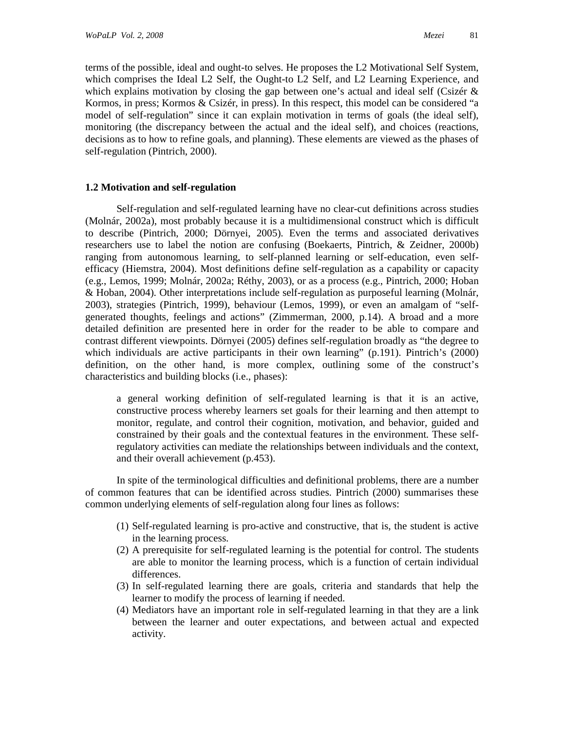terms of the possible, ideal and ought-to selves. He proposes the L2 Motivational Self System, which comprises the Ideal L2 Self, the Ought-to L2 Self, and L2 Learning Experience, and which explains motivation by closing the gap between one's actual and ideal self (Csizér & Kormos, in press; Kormos & Csizér, in press). In this respect, this model can be considered "a model of self-regulation" since it can explain motivation in terms of goals (the ideal self), monitoring (the discrepancy between the actual and the ideal self), and choices (reactions, decisions as to how to refine goals, and planning). These elements are viewed as the phases of self-regulation (Pintrich, 2000).

### 1.2 Motivation and self-regulation

Self-regulation and self-regulated learning have no clear-cut definitions across studies (Molnár, 2002a), most probably because it is a multidimensional construct which is difficult to describe (Pintrich, 2000; Dörnyei, 2005). Even the terms and associated derivatives researchers use to label the notion are confusing (Boekaerts, Pintrich, & Zeidner, 2000b) ranging from autonomous learning, to self-planned learning or self-education, even self-efficacy (Hiemstra, 2004). Most definitions define self-regulation as a capability or capacity (e.g., Lemos, 1999; Molnár, 2002a; Réthy, 2003), or as a process (e.g., Pintrich, 2000; Hoban & Hoban, 2004). Other interpretations include self-regulation as purposeful learning (Molnár, 2003), strategies (Pintrich, 1999), behaviour (Lemos, 1999), or even an amalgam of "self-generated thoughts, feelings and actions" (Zimmerman, 2000, p.14). A broad and a more detailed definition are presented here in order for the reader to be able to compare and contrast different viewpoints. Dörnyei (2005) defines self-regulation broadly as "the degree to which individuals are active participants in their own learning" (p.191). Pintrich's (2000) definition, on the other hand, is more complex, outlining some of the construct's characteristics and building blocks (i.e., phases):

> a general working definition of self-regulated learning is that it is an active, constructive process whereby learners set goals for their learning and then attempt to monitor, regulate, and control their cognition, motivation, and behavior, guided and constrained by their goals and the contextual features in the environment. These self-regulatory activities can mediate the relationships between individuals and the context, and their overall achievement (p.453).

In spite of the terminological difficulties and definitional problems, there are a number of common features that can be identified across studies. Pintrich (2000) summarises these common underlying elements of self-regulation along four lines as follows:

(1) Self-regulated learning is pro-active and constructive, that is, the student is active in the learning process.
(2) A prerequisite for self-regulated learning is the potential for control. The students are able to monitor the learning process, which is a function of certain individual differences.
(3) In self-regulated learning there are goals, criteria and standards that help the learner to modify the process of learning if needed.
(4) Mediators have an important role in self-regulated learning in that they are a link between the learner and outer expectations, and between actual and expected activity.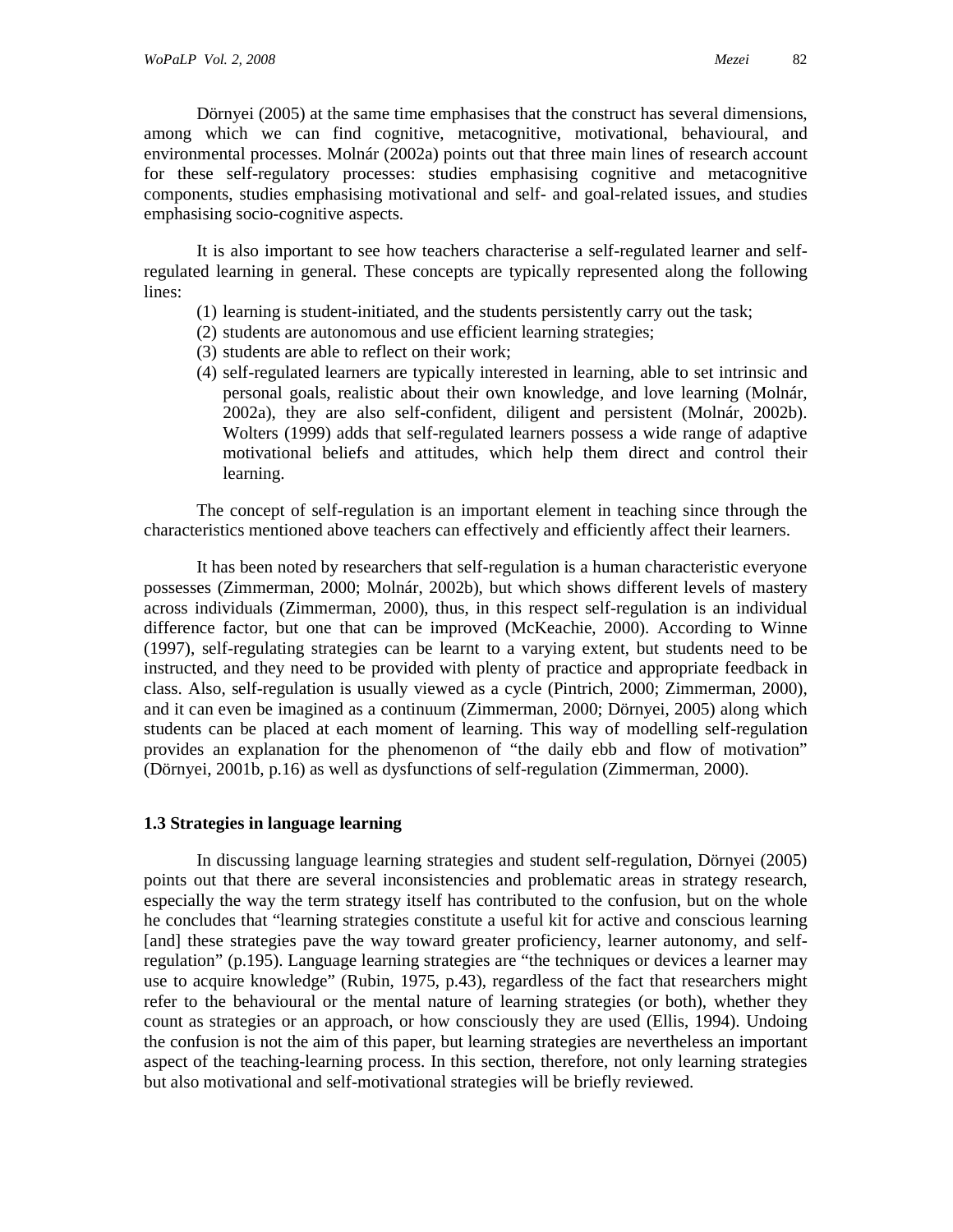Dörnyei (2005) at the same time emphasises that the construct has several dimensions, among which we can find cognitive, metacognitive, motivational, behavioural, and environmental processes. Molnár (2002a) points out that three main lines of research account for these self-regulatory processes: studies emphasising cognitive and metacognitive components, studies emphasising motivational and self- and goal-related issues, and studies emphasising socio-cognitive aspects.

It is also important to see how teachers characterise a self-regulated learner and self-regulated learning in general. These concepts are typically represented along the following lines:

(1) learning is student-initiated, and the students persistently carry out the task;
(2) students are autonomous and use efficient learning strategies;
(3) students are able to reflect on their work;
(4) self-regulated learners are typically interested in learning, able to set intrinsic and personal goals, realistic about their own knowledge, and love learning (Molnár, 2002a), they are also self-confident, diligent and persistent (Molnár, 2002b). Wolters (1999) adds that self-regulated learners possess a wide range of adaptive motivational beliefs and attitudes, which help them direct and control their learning.

The concept of self-regulation is an important element in teaching since through the characteristics mentioned above teachers can effectively and efficiently affect their learners.

It has been noted by researchers that self-regulation is a human characteristic everyone possesses (Zimmerman, 2000; Molnár, 2002b), but which shows different levels of mastery across individuals (Zimmerman, 2000), thus, in this respect self-regulation is an individual difference factor, but one that can be improved (McKeachie, 2000). According to Winne (1997), self-regulating strategies can be learnt to a varying extent, but students need to be instructed, and they need to be provided with plenty of practice and appropriate feedback in class. Also, self-regulation is usually viewed as a cycle (Pintrich, 2000; Zimmerman, 2000), and it can even be imagined as a continuum (Zimmerman, 2000; Dörnyei, 2005) along which students can be placed at each moment of learning. This way of modelling self-regulation provides an explanation for the phenomenon of "the daily ebb and flow of motivation" (Dörnyei, 2001b, p.16) as well as dysfunctions of self-regulation (Zimmerman, 2000).

### 1.3 Strategies in language learning

In discussing language learning strategies and student self-regulation, Dörnyei (2005) points out that there are several inconsistencies and problematic areas in strategy research, especially the way the term strategy itself has contributed to the confusion, but on the whole he concludes that "learning strategies constitute a useful kit for active and conscious learning [and] these strategies pave the way toward greater proficiency, learner autonomy, and self-regulation" (p.195). Language learning strategies are "the techniques or devices a learner may use to acquire knowledge" (Rubin, 1975, p.43), regardless of the fact that researchers might refer to the behavioural or the mental nature of learning strategies (or both), whether they count as strategies or an approach, or how consciously they are used (Ellis, 1994). Undoing the confusion is not the aim of this paper, but learning strategies are nevertheless an important aspect of the teaching-learning process. In this section, therefore, not only learning strategies but also motivational and self-motivational strategies will be briefly reviewed.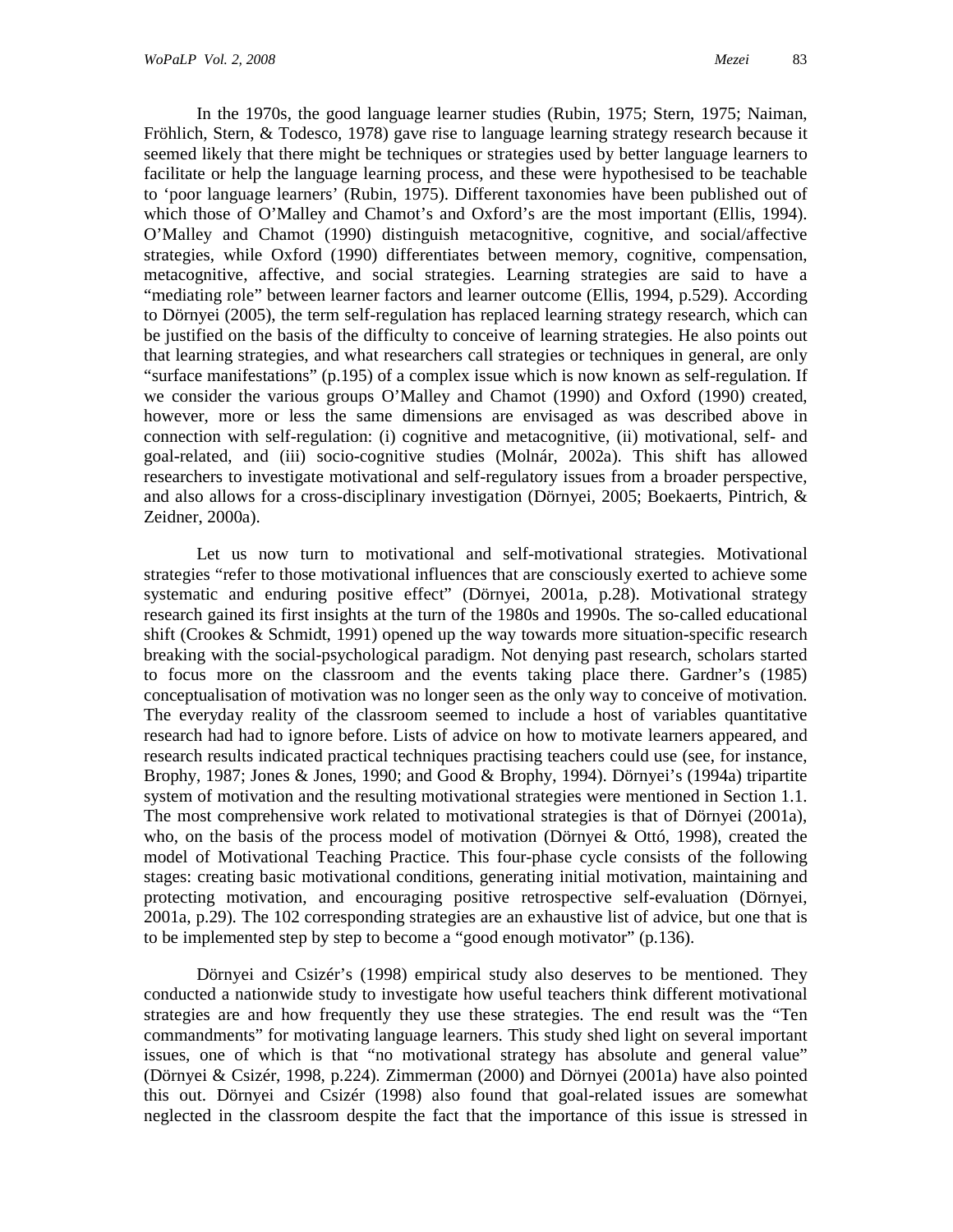In the 1970s, the good language learner studies (Rubin, 1975; Stern, 1975; Naiman, Fröhlich, Stern, & Todesco, 1978) gave rise to language learning strategy research because it seemed likely that there might be techniques or strategies used by better language learners to facilitate or help the language learning process, and these were hypothesised to be teachable to 'poor language learners' (Rubin, 1975). Different taxonomies have been published out of which those of O'Malley and Chamot's and Oxford's are the most important (Ellis, 1994). O'Malley and Chamot (1990) distinguish metacognitive, cognitive, and social/affective strategies, while Oxford (1990) differentiates between memory, cognitive, compensation, metacognitive, affective, and social strategies. Learning strategies are said to have a "mediating role" between learner factors and learner outcome (Ellis, 1994, p.529). According to Dörnyei (2005), the term self-regulation has replaced learning strategy research, which can be justified on the basis of the difficulty to conceive of learning strategies. He also points out that learning strategies, and what researchers call strategies or techniques in general, are only "surface manifestations" (p.195) of a complex issue which is now known as self-regulation. If we consider the various groups O'Malley and Chamot (1990) and Oxford (1990) created, however, more or less the same dimensions are envisaged as was described above in connection with self-regulation: (i) cognitive and metacognitive, (ii) motivational, self- and goal-related, and (iii) socio-cognitive studies (Molnár, 2002a). This shift has allowed researchers to investigate motivational and self-regulatory issues from a broader perspective, and also allows for a cross-disciplinary investigation (Dörnyei, 2005; Boekaerts, Pintrich, & Zeidner, 2000a).

Let us now turn to motivational and self-motivational strategies. Motivational strategies "refer to those motivational influences that are consciously exerted to achieve some systematic and enduring positive effect" (Dörnyei, 2001a, p.28). Motivational strategy research gained its first insights at the turn of the 1980s and 1990s. The so-called educational shift (Crookes & Schmidt, 1991) opened up the way towards more situation-specific research breaking with the social-psychological paradigm. Not denying past research, scholars started to focus more on the classroom and the events taking place there. Gardner's (1985) conceptualisation of motivation was no longer seen as the only way to conceive of motivation. The everyday reality of the classroom seemed to include a host of variables quantitative research had had to ignore before. Lists of advice on how to motivate learners appeared, and research results indicated practical techniques practising teachers could use (see, for instance, Brophy, 1987; Jones & Jones, 1990; and Good & Brophy, 1994). Dörnyei's (1994a) tripartite system of motivation and the resulting motivational strategies were mentioned in Section 1.1. The most comprehensive work related to motivational strategies is that of Dörnyei (2001a), who, on the basis of the process model of motivation (Dörnyei & Ottó, 1998), created the model of Motivational Teaching Practice. This four-phase cycle consists of the following stages: creating basic motivational conditions, generating initial motivation, maintaining and protecting motivation, and encouraging positive retrospective self-evaluation (Dörnyei, 2001a, p.29). The 102 corresponding strategies are an exhaustive list of advice, but one that is to be implemented step by step to become a "good enough motivator" (p.136).

Dörnyei and Csizér's (1998) empirical study also deserves to be mentioned. They conducted a nationwide study to investigate how useful teachers think different motivational strategies are and how frequently they use these strategies. The end result was the "Ten commandments" for motivating language learners. This study shed light on several important issues, one of which is that "no motivational strategy has absolute and general value" (Dörnyei & Csizér, 1998, p.224). Zimmerman (2000) and Dörnyei (2001a) have also pointed this out. Dörnyei and Csizér (1998) also found that goal-related issues are somewhat neglected in the classroom despite the fact that the importance of this issue is stressed in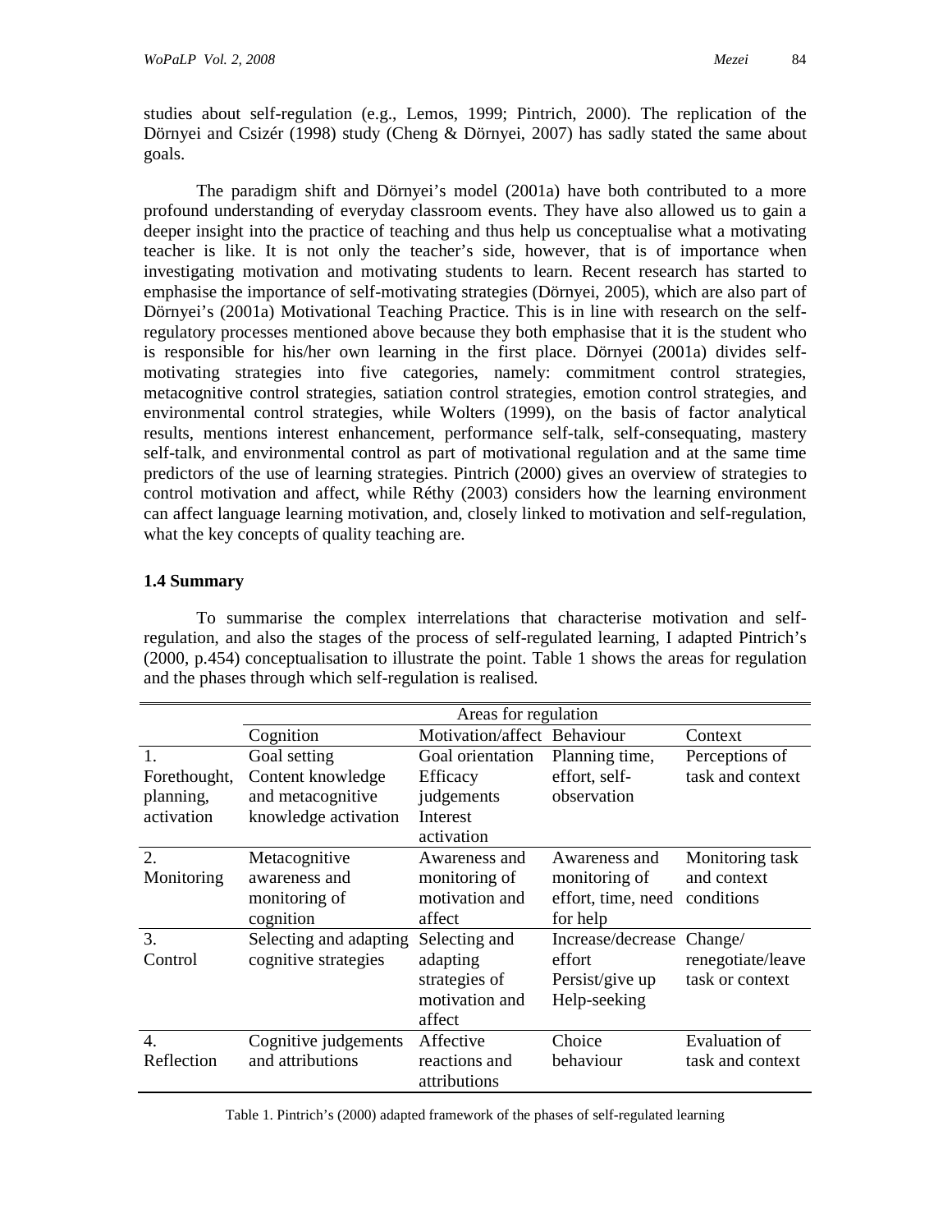studies about self-regulation (e.g., Lemos, 1999; Pintrich, 2000). The replication of the Dörnyei and Csizér (1998) study (Cheng & Dörnyei, 2007) has sadly stated the same about goals.

The paradigm shift and Dörnyei's model (2001a) have both contributed to a more profound understanding of everyday classroom events. They have also allowed us to gain a deeper insight into the practice of teaching and thus help us conceptualise what a motivating teacher is like. It is not only the teacher's side, however, that is of importance when investigating motivation and motivating students to learn. Recent research has started to emphasise the importance of self-motivating strategies (Dörnyei, 2005), which are also part of Dörnyei's (2001a) Motivational Teaching Practice. This is in line with research on the self-regulatory processes mentioned above because they both emphasise that it is the student who is responsible for his/her own learning in the first place. Dörnyei (2001a) divides self-motivating strategies into five categories, namely: commitment control strategies, metacognitive control strategies, satiation control strategies, emotion control strategies, and environmental control strategies, while Wolters (1999), on the basis of factor analytical results, mentions interest enhancement, performance self-talk, self-consequating, mastery self-talk, and environmental control as part of motivational regulation and at the same time predictors of the use of learning strategies. Pintrich (2000) gives an overview of strategies to control motivation and affect, while Réthy (2003) considers how the learning environment can affect language learning motivation, and, closely linked to motivation and self-regulation, what the key concepts of quality teaching are.

### 1.4 Summary

To summarise the complex interrelations that characterise motivation and self-regulation, and also the stages of the process of self-regulated learning, I adapted Pintrich's (2000, p.454) conceptualisation to illustrate the point. Table 1 shows the areas for regulation and the phases through which self-regulation is realised.

| | Areas for regulation | | | |
|---|---|---|---|---|
| | Cognition | Motivation/affect | Behaviour | Context |
| 1. Forethought, planning, activation | Goal setting Content knowledge and metacognitive knowledge activation | Goal orientation Efficacy judgements Interest activation | Planning time, effort, self-observation | Perceptions of task and context |
| 2. Monitoring | Metacognitive awareness and monitoring of cognition | Awareness and monitoring of motivation and affect | Awareness and monitoring of effort, time, need for help | Monitoring task and context conditions |
| 3. Control | Selecting and adapting cognitive strategies | Selecting and adapting strategies of motivation and affect | Increase/decrease effort Persist/give up Help-seeking | Change/ renegotiate/leave task or context |
| 4. Reflection | Cognitive judgements and attributions | Affective reactions and attributions | Choice behaviour | Evaluation of task and context |

Table 1. Pintrich's (2000) adapted framework of the phases of self-regulated learning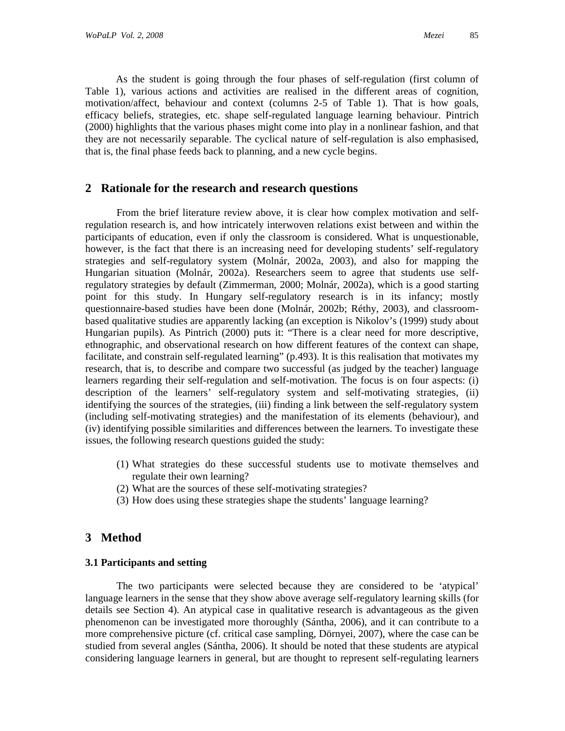As the student is going through the four phases of self-regulation (first column of Table 1), various actions and activities are realised in the different areas of cognition, motivation/affect, behaviour and context (columns 2-5 of Table 1). That is how goals, efficacy beliefs, strategies, etc. shape self-regulated language learning behaviour. Pintrich (2000) highlights that the various phases might come into play in a nonlinear fashion, and that they are not necessarily separable. The cyclical nature of self-regulation is also emphasised, that is, the final phase feeds back to planning, and a new cycle begins.

## 2 Rationale for the research and research questions

From the brief literature review above, it is clear how complex motivation and self-regulation research is, and how intricately interwoven relations exist between and within the participants of education, even if only the classroom is considered. What is unquestionable, however, is the fact that there is an increasing need for developing students' self-regulatory strategies and self-regulatory system (Molnár, 2002a, 2003), and also for mapping the Hungarian situation (Molnár, 2002a). Researchers seem to agree that students use self-regulatory strategies by default (Zimmerman, 2000; Molnár, 2002a), which is a good starting point for this study. In Hungary self-regulatory research is in its infancy; mostly questionnaire-based studies have been done (Molnár, 2002b; Réthy, 2003), and classroom-based qualitative studies are apparently lacking (an exception is Nikolov's (1999) study about Hungarian pupils). As Pintrich (2000) puts it: "There is a clear need for more descriptive, ethnographic, and observational research on how different features of the context can shape, facilitate, and constrain self-regulated learning" (p.493). It is this realisation that motivates my research, that is, to describe and compare two successful (as judged by the teacher) language learners regarding their self-regulation and self-motivation. The focus is on four aspects: (i) description of the learners' self-regulatory system and self-motivating strategies, (ii) identifying the sources of the strategies, (iii) finding a link between the self-regulatory system (including self-motivating strategies) and the manifestation of its elements (behaviour), and (iv) identifying possible similarities and differences between the learners. To investigate these issues, the following research questions guided the study:

(1) What strategies do these successful students use to motivate themselves and regulate their own learning?
(2) What are the sources of these self-motivating strategies?
(3) How does using these strategies shape the students' language learning?

## 3 Method

### 3.1 Participants and setting

The two participants were selected because they are considered to be 'atypical' language learners in the sense that they show above average self-regulatory learning skills (for details see Section 4). An atypical case in qualitative research is advantageous as the given phenomenon can be investigated more thoroughly (Sántha, 2006), and it can contribute to a more comprehensive picture (cf. critical case sampling, Dörnyei, 2007), where the case can be studied from several angles (Sántha, 2006). It should be noted that these students are atypical considering language learners in general, but are thought to represent self-regulating learners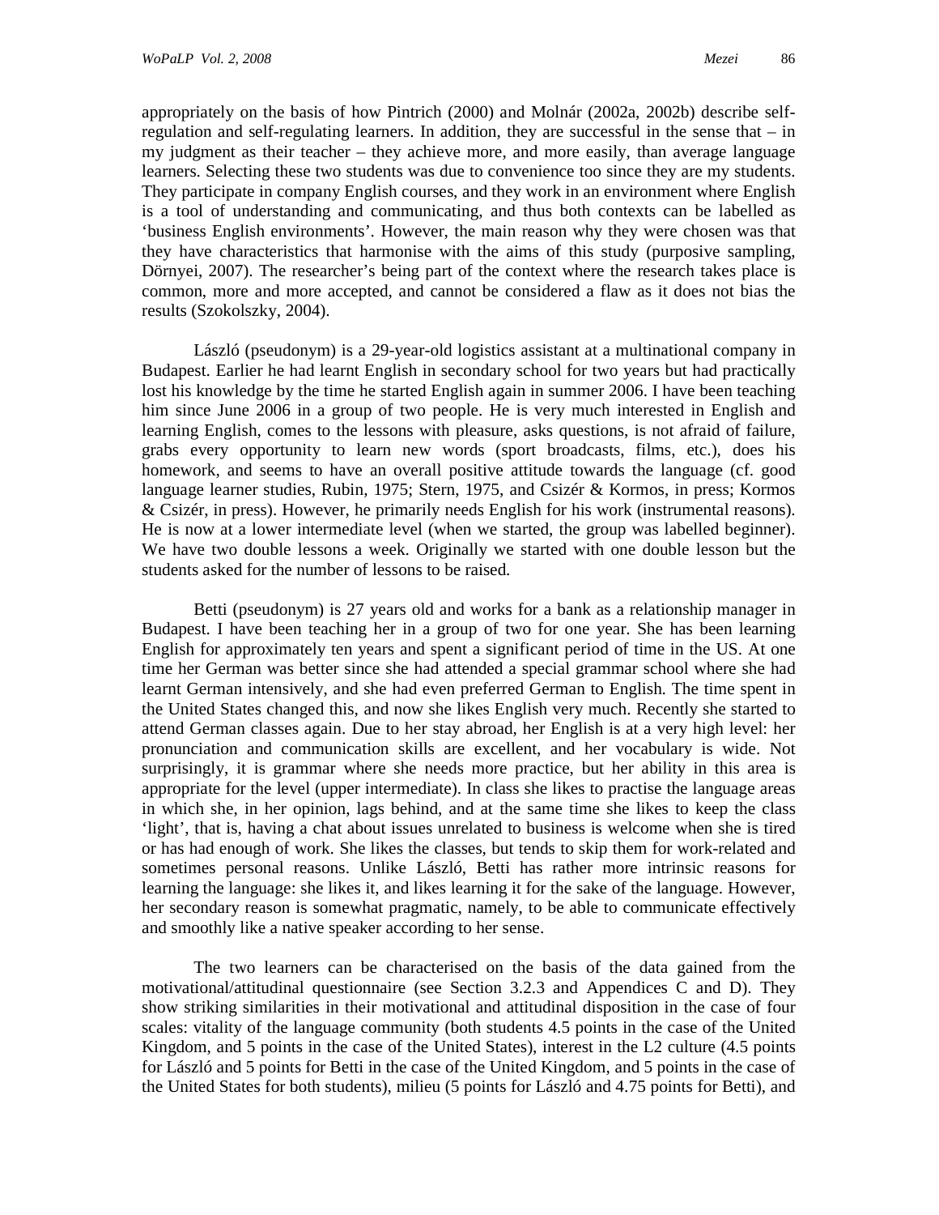appropriately on the basis of how Pintrich (2000) and Molnár (2002a, 2002b) describe self-regulation and self-regulating learners. In addition, they are successful in the sense that – in my judgment as their teacher – they achieve more, and more easily, than average language learners. Selecting these two students was due to convenience too since they are my students. They participate in company English courses, and they work in an environment where English is a tool of understanding and communicating, and thus both contexts can be labelled as 'business English environments'. However, the main reason why they were chosen was that they have characteristics that harmonise with the aims of this study (purposive sampling, Dörnyei, 2007). The researcher's being part of the context where the research takes place is common, more and more accepted, and cannot be considered a flaw as it does not bias the results (Szokolszky, 2004).

László (pseudonym) is a 29-year-old logistics assistant at a multinational company in Budapest. Earlier he had learnt English in secondary school for two years but had practically lost his knowledge by the time he started English again in summer 2006. I have been teaching him since June 2006 in a group of two people. He is very much interested in English and learning English, comes to the lessons with pleasure, asks questions, is not afraid of failure, grabs every opportunity to learn new words (sport broadcasts, films, etc.), does his homework, and seems to have an overall positive attitude towards the language (cf. good language learner studies, Rubin, 1975; Stern, 1975, and Csizér & Kormos, in press; Kormos & Csizér, in press). However, he primarily needs English for his work (instrumental reasons). He is now at a lower intermediate level (when we started, the group was labelled beginner). We have two double lessons a week. Originally we started with one double lesson but the students asked for the number of lessons to be raised.

Betti (pseudonym) is 27 years old and works for a bank as a relationship manager in Budapest. I have been teaching her in a group of two for one year. She has been learning English for approximately ten years and spent a significant period of time in the US. At one time her German was better since she had attended a special grammar school where she had learnt German intensively, and she had even preferred German to English. The time spent in the United States changed this, and now she likes English very much. Recently she started to attend German classes again. Due to her stay abroad, her English is at a very high level: her pronunciation and communication skills are excellent, and her vocabulary is wide. Not surprisingly, it is grammar where she needs more practice, but her ability in this area is appropriate for the level (upper intermediate). In class she likes to practise the language areas in which she, in her opinion, lags behind, and at the same time she likes to keep the class 'light', that is, having a chat about issues unrelated to business is welcome when she is tired or has had enough of work. She likes the classes, but tends to skip them for work-related and sometimes personal reasons. Unlike László, Betti has rather more intrinsic reasons for learning the language: she likes it, and likes learning it for the sake of the language. However, her secondary reason is somewhat pragmatic, namely, to be able to communicate effectively and smoothly like a native speaker according to her sense.

The two learners can be characterised on the basis of the data gained from the motivational/attitudinal questionnaire (see Section 3.2.3 and Appendices C and D). They show striking similarities in their motivational and attitudinal disposition in the case of four scales: vitality of the language community (both students 4.5 points in the case of the United Kingdom, and 5 points in the case of the United States), interest in the L2 culture (4.5 points for László and 5 points for Betti in the case of the United Kingdom, and 5 points in the case of the United States for both students), milieu (5 points for László and 4.75 points for Betti), and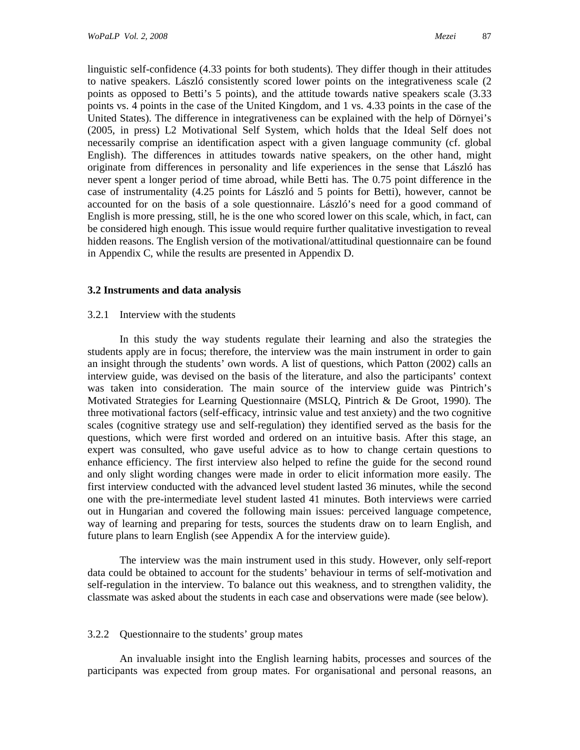linguistic self-confidence (4.33 points for both students). They differ though in their attitudes to native speakers. László consistently scored lower points on the integrativeness scale (2 points as opposed to Betti's 5 points), and the attitude towards native speakers scale (3.33 points vs. 4 points in the case of the United Kingdom, and 1 vs. 4.33 points in the case of the United States). The difference in integrativeness can be explained with the help of Dörnyei's (2005, in press) L2 Motivational Self System, which holds that the Ideal Self does not necessarily comprise an identification aspect with a given language community (cf. global English). The differences in attitudes towards native speakers, on the other hand, might originate from differences in personality and life experiences in the sense that László has never spent a longer period of time abroad, while Betti has. The 0.75 point difference in the case of instrumentality (4.25 points for László and 5 points for Betti), however, cannot be accounted for on the basis of a sole questionnaire. László's need for a good command of English is more pressing, still, he is the one who scored lower on this scale, which, in fact, can be considered high enough. This issue would require further qualitative investigation to reveal hidden reasons. The English version of the motivational/attitudinal questionnaire can be found in Appendix C, while the results are presented in Appendix D.

### 3.2 Instruments and data analysis

#### 3.2.1 Interview with the students

In this study the way students regulate their learning and also the strategies the students apply are in focus; therefore, the interview was the main instrument in order to gain an insight through the students' own words. A list of questions, which Patton (2002) calls an interview guide, was devised on the basis of the literature, and also the participants' context was taken into consideration. The main source of the interview guide was Pintrich's Motivated Strategies for Learning Questionnaire (MSLQ, Pintrich & De Groot, 1990). The three motivational factors (self-efficacy, intrinsic value and test anxiety) and the two cognitive scales (cognitive strategy use and self-regulation) they identified served as the basis for the questions, which were first worded and ordered on an intuitive basis. After this stage, an expert was consulted, who gave useful advice as to how to change certain questions to enhance efficiency. The first interview also helped to refine the guide for the second round and only slight wording changes were made in order to elicit information more easily. The first interview conducted with the advanced level student lasted 36 minutes, while the second one with the pre-intermediate level student lasted 41 minutes. Both interviews were carried out in Hungarian and covered the following main issues: perceived language competence, way of learning and preparing for tests, sources the students draw on to learn English, and future plans to learn English (see Appendix A for the interview guide).

The interview was the main instrument used in this study. However, only self-report data could be obtained to account for the students' behaviour in terms of self-motivation and self-regulation in the interview. To balance out this weakness, and to strengthen validity, the classmate was asked about the students in each case and observations were made (see below).

#### 3.2.2 Questionnaire to the students' group mates

An invaluable insight into the English learning habits, processes and sources of the participants was expected from group mates. For organisational and personal reasons, an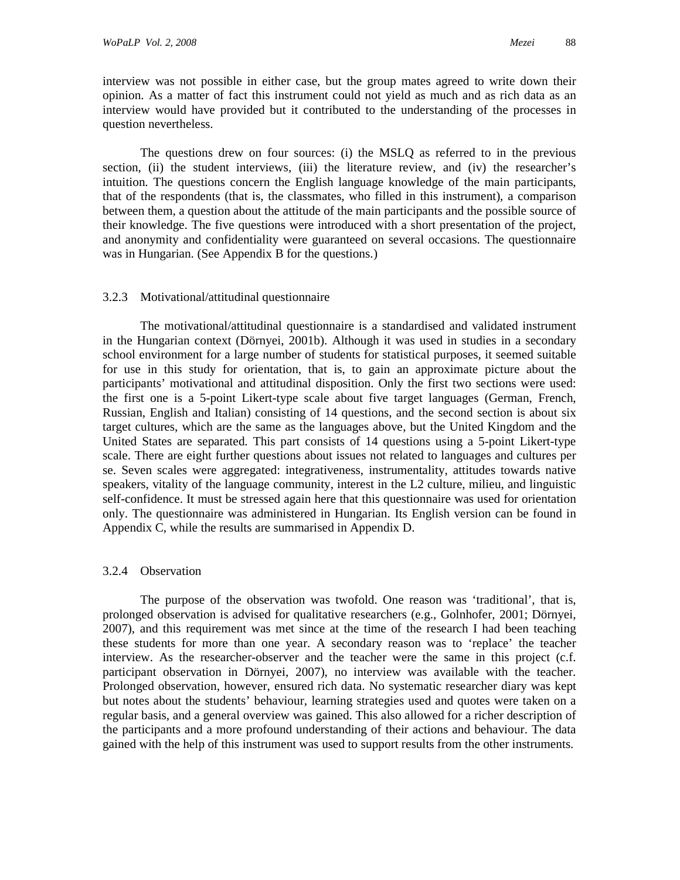interview was not possible in either case, but the group mates agreed to write down their opinion. As a matter of fact this instrument could not yield as much and as rich data as an interview would have provided but it contributed to the understanding of the processes in question nevertheless.

The questions drew on four sources: (i) the MSLQ as referred to in the previous section, (ii) the student interviews, (iii) the literature review, and (iv) the researcher's intuition. The questions concern the English language knowledge of the main participants, that of the respondents (that is, the classmates, who filled in this instrument), a comparison between them, a question about the attitude of the main participants and the possible source of their knowledge. The five questions were introduced with a short presentation of the project, and anonymity and confidentiality were guaranteed on several occasions. The questionnaire was in Hungarian. (See Appendix B for the questions.)

### 3.2.3 Motivational/attitudinal questionnaire

The motivational/attitudinal questionnaire is a standardised and validated instrument in the Hungarian context (Dörnyei, 2001b). Although it was used in studies in a secondary school environment for a large number of students for statistical purposes, it seemed suitable for use in this study for orientation, that is, to gain an approximate picture about the participants' motivational and attitudinal disposition. Only the first two sections were used: the first one is a 5-point Likert-type scale about five target languages (German, French, Russian, English and Italian) consisting of 14 questions, and the second section is about six target cultures, which are the same as the languages above, but the United Kingdom and the United States are separated. This part consists of 14 questions using a 5-point Likert-type scale. There are eight further questions about issues not related to languages and cultures per se. Seven scales were aggregated: integrativeness, instrumentality, attitudes towards native speakers, vitality of the language community, interest in the L2 culture, milieu, and linguistic self-confidence. It must be stressed again here that this questionnaire was used for orientation only. The questionnaire was administered in Hungarian. Its English version can be found in Appendix C, while the results are summarised in Appendix D.

### 3.2.4 Observation

The purpose of the observation was twofold. One reason was 'traditional', that is, prolonged observation is advised for qualitative researchers (e.g., Golnhofer, 2001; Dörnyei, 2007), and this requirement was met since at the time of the research I had been teaching these students for more than one year. A secondary reason was to 'replace' the teacher interview. As the researcher-observer and the teacher were the same in this project (c.f. participant observation in Dörnyei, 2007), no interview was available with the teacher. Prolonged observation, however, ensured rich data. No systematic researcher diary was kept but notes about the students' behaviour, learning strategies used and quotes were taken on a regular basis, and a general overview was gained. This also allowed for a richer description of the participants and a more profound understanding of their actions and behaviour. The data gained with the help of this instrument was used to support results from the other instruments.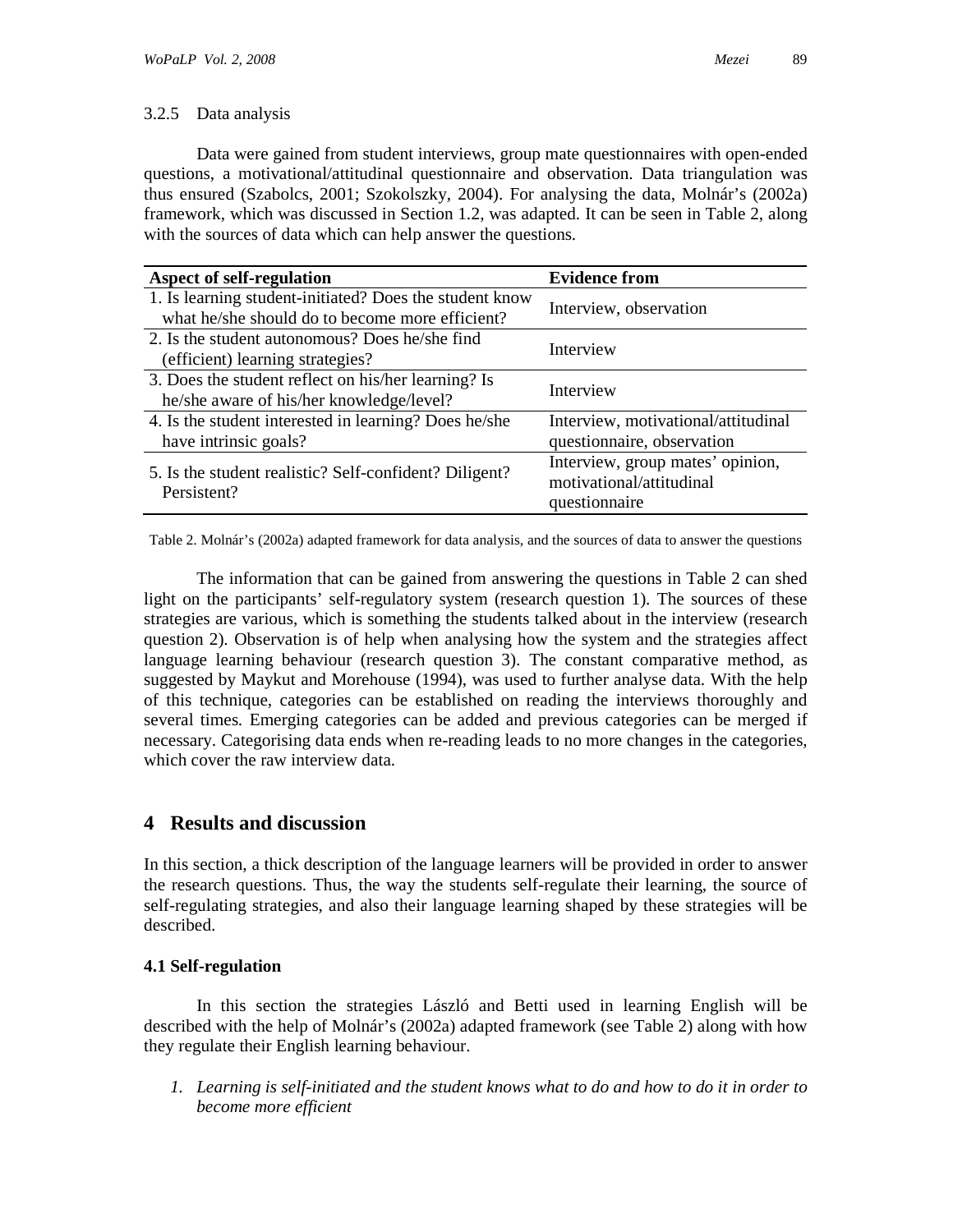#### 3.2.5 Data analysis

Data were gained from student interviews, group mate questionnaires with open-ended questions, a motivational/attitudinal questionnaire and observation. Data triangulation was thus ensured (Szabolcs, 2001; Szokolszky, 2004). For analysing the data, Molnár's (2002a) framework, which was discussed in Section 1.2, was adapted. It can be seen in Table 2, along with the sources of data which can help answer the questions.

| Aspect of self-regulation | Evidence from |
|---|---|
| 1. Is learning student-initiated? Does the student know what he/she should do to become more efficient? | Interview, observation |
| 2. Is the student autonomous? Does he/she find (efficient) learning strategies? | Interview |
| 3. Does the student reflect on his/her learning? Is he/she aware of his/her knowledge/level? | Interview |
| 4. Is the student interested in learning? Does he/she have intrinsic goals? | Interview, motivational/attitudinal questionnaire, observation |
| 5. Is the student realistic? Self-confident? Diligent? Persistent? | Interview, group mates' opinion, motivational/attitudinal questionnaire |

Table 2. Molnár's (2002a) adapted framework for data analysis, and the sources of data to answer the questions

The information that can be gained from answering the questions in Table 2 can shed light on the participants' self-regulatory system (research question 1). The sources of these strategies are various, which is something the students talked about in the interview (research question 2). Observation is of help when analysing how the system and the strategies affect language learning behaviour (research question 3). The constant comparative method, as suggested by Maykut and Morehouse (1994), was used to further analyse data. With the help of this technique, categories can be established on reading the interviews thoroughly and several times. Emerging categories can be added and previous categories can be merged if necessary. Categorising data ends when re-reading leads to no more changes in the categories, which cover the raw interview data.

## 4 Results and discussion

In this section, a thick description of the language learners will be provided in order to answer the research questions. Thus, the way the students self-regulate their learning, the source of self-regulating strategies, and also their language learning shaped by these strategies will be described.

### 4.1 Self-regulation

In this section the strategies László and Betti used in learning English will be described with the help of Molnár's (2002a) adapted framework (see Table 2) along with how they regulate their English learning behaviour.

1. *Learning is self-initiated and the student knows what to do and how to do it in order to become more efficient*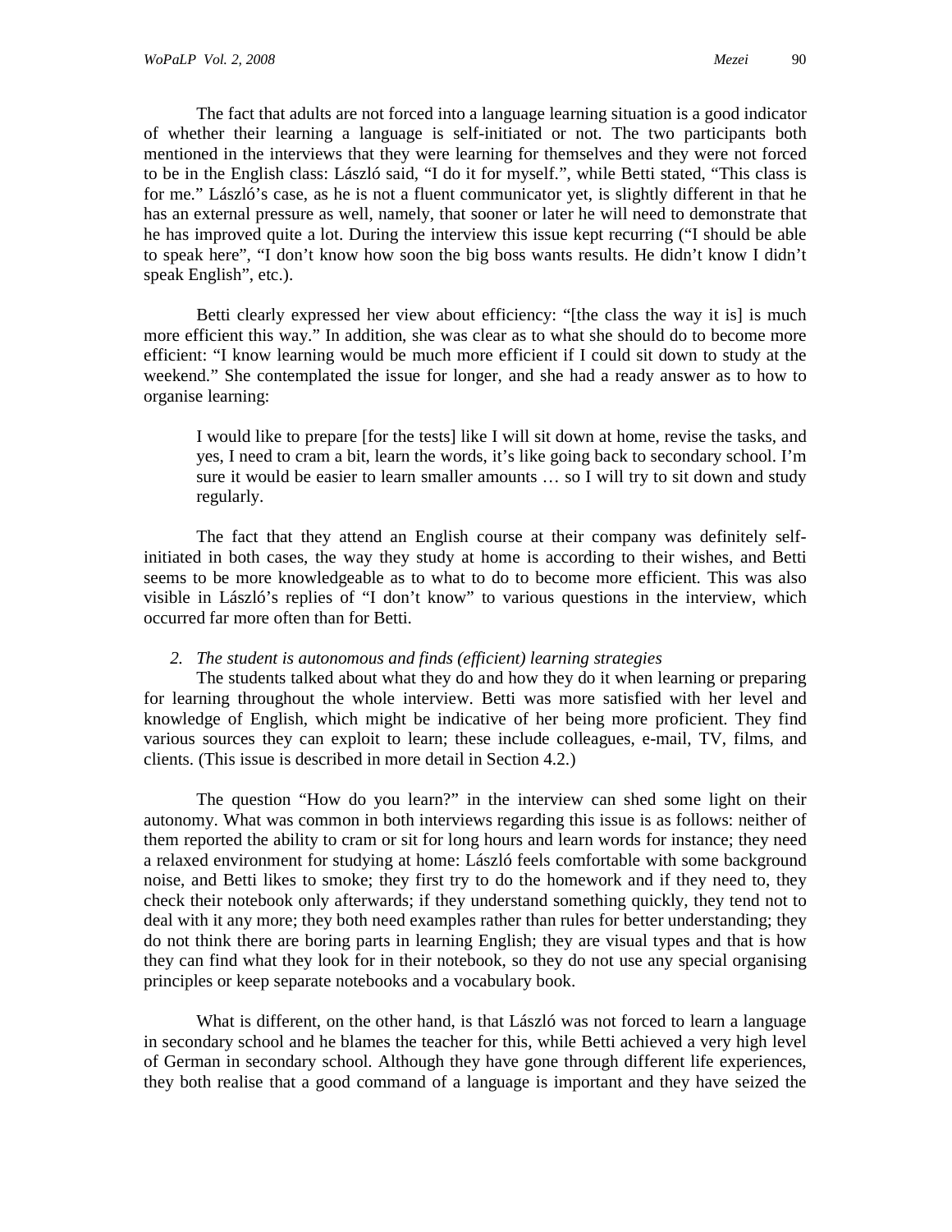The fact that adults are not forced into a language learning situation is a good indicator of whether their learning a language is self-initiated or not. The two participants both mentioned in the interviews that they were learning for themselves and they were not forced to be in the English class: László said, "I do it for myself.", while Betti stated, "This class is for me." László's case, as he is not a fluent communicator yet, is slightly different in that he has an external pressure as well, namely, that sooner or later he will need to demonstrate that he has improved quite a lot. During the interview this issue kept recurring ("I should be able to speak here", "I don't know how soon the big boss wants results. He didn't know I didn't speak English", etc.).

Betti clearly expressed her view about efficiency: "[the class the way it is] is much more efficient this way." In addition, she was clear as to what she should do to become more efficient: "I know learning would be much more efficient if I could sit down to study at the weekend." She contemplated the issue for longer, and she had a ready answer as to how to organise learning:

> I would like to prepare [for the tests] like I will sit down at home, revise the tasks, and yes, I need to cram a bit, learn the words, it's like going back to secondary school. I'm sure it would be easier to learn smaller amounts … so I will try to sit down and study regularly.

The fact that they attend an English course at their company was definitely self-initiated in both cases, the way they study at home is according to their wishes, and Betti seems to be more knowledgeable as to what to do to become more efficient. This was also visible in László's replies of "I don't know" to various questions in the interview, which occurred far more often than for Betti.

2. *The student is autonomous and finds (efficient) learning strategies*

The students talked about what they do and how they do it when learning or preparing for learning throughout the whole interview. Betti was more satisfied with her level and knowledge of English, which might be indicative of her being more proficient. They find various sources they can exploit to learn; these include colleagues, e-mail, TV, films, and clients. (This issue is described in more detail in Section 4.2.)

The question "How do you learn?" in the interview can shed some light on their autonomy. What was common in both interviews regarding this issue is as follows: neither of them reported the ability to cram or sit for long hours and learn words for instance; they need a relaxed environment for studying at home: László feels comfortable with some background noise, and Betti likes to smoke; they first try to do the homework and if they need to, they check their notebook only afterwards; if they understand something quickly, they tend not to deal with it any more; they both need examples rather than rules for better understanding; they do not think there are boring parts in learning English; they are visual types and that is how they can find what they look for in their notebook, so they do not use any special organising principles or keep separate notebooks and a vocabulary book.

What is different, on the other hand, is that László was not forced to learn a language in secondary school and he blames the teacher for this, while Betti achieved a very high level of German in secondary school. Although they have gone through different life experiences, they both realise that a good command of a language is important and they have seized the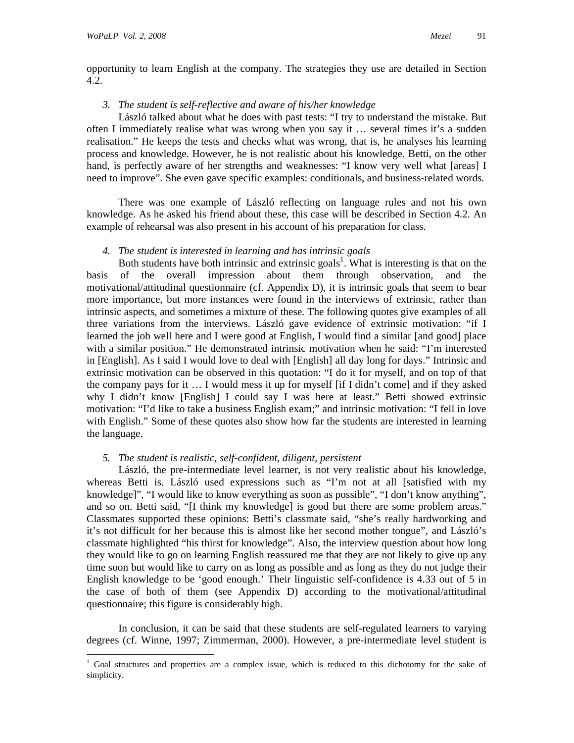opportunity to learn English at the company. The strategies they use are detailed in Section 4.2.

3. *The student is self-reflective and aware of his/her knowledge*

László talked about what he does with past tests: "I try to understand the mistake. But often I immediately realise what was wrong when you say it … several times it's a sudden realisation." He keeps the tests and checks what was wrong, that is, he analyses his learning process and knowledge. However, he is not realistic about his knowledge. Betti, on the other hand, is perfectly aware of her strengths and weaknesses: "I know very well what [areas] I need to improve". She even gave specific examples: conditionals, and business-related words.

There was one example of László reflecting on language rules and not his own knowledge. As he asked his friend about these, this case will be described in Section 4.2. An example of rehearsal was also present in his account of his preparation for class.

4. *The student is interested in learning and has intrinsic goals*

Both students have both intrinsic and extrinsic goals[1]. What is interesting is that on the basis of the overall impression about them through observation, and the motivational/attitudinal questionnaire (cf. Appendix D), it is intrinsic goals that seem to bear more importance, but more instances were found in the interviews of extrinsic, rather than intrinsic aspects, and sometimes a mixture of these. The following quotes give examples of all three variations from the interviews. László gave evidence of extrinsic motivation: "if I learned the job well here and I were good at English, I would find a similar [and good] place with a similar position." He demonstrated intrinsic motivation when he said: "I'm interested in [English]. As I said I would love to deal with [English] all day long for days." Intrinsic and extrinsic motivation can be observed in this quotation: "I do it for myself, and on top of that the company pays for it … I would mess it up for myself [if I didn't come] and if they asked why I didn't know [English] I could say I was here at least." Betti showed extrinsic motivation: "I'd like to take a business English exam;" and intrinsic motivation: "I fell in love with English." Some of these quotes also show how far the students are interested in learning the language.

5. *The student is realistic, self-confident, diligent, persistent*

László, the pre-intermediate level learner, is not very realistic about his knowledge, whereas Betti is. László used expressions such as "I'm not at all [satisfied with my knowledge]", "I would like to know everything as soon as possible", "I don't know anything", and so on. Betti said, "[I think my knowledge] is good but there are some problem areas." Classmates supported these opinions: Betti's classmate said, "she's really hardworking and it's not difficult for her because this is almost like her second mother tongue", and László's classmate highlighted "his thirst for knowledge". Also, the interview question about how long they would like to go on learning English reassured me that they are not likely to give up any time soon but would like to carry on as long as possible and as long as they do not judge their English knowledge to be 'good enough.' Their linguistic self-confidence is 4.33 out of 5 in the case of both of them (see Appendix D) according to the motivational/attitudinal questionnaire; this figure is considerably high.

In conclusion, it can be said that these students are self-regulated learners to varying degrees (cf. Winne, 1997; Zimmerman, 2000). However, a pre-intermediate level student is

---

[1] Goal structures and properties are a complex issue, which is reduced to this dichotomy for the sake of simplicity.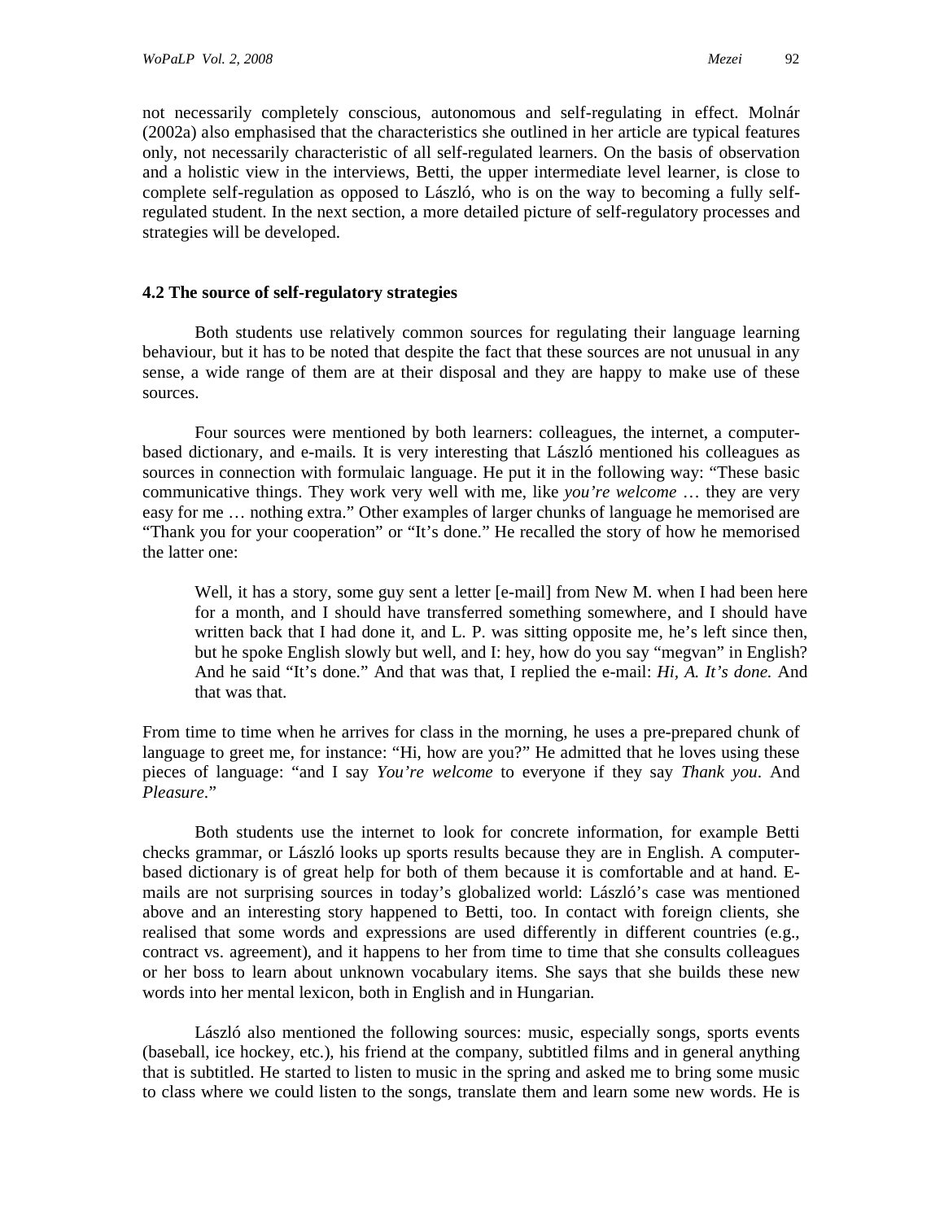not necessarily completely conscious, autonomous and self-regulating in effect. Molnár (2002a) also emphasised that the characteristics she outlined in her article are typical features only, not necessarily characteristic of all self-regulated learners. On the basis of observation and a holistic view in the interviews, Betti, the upper intermediate level learner, is close to complete self-regulation as opposed to László, who is on the way to becoming a fully self-regulated student. In the next section, a more detailed picture of self-regulatory processes and strategies will be developed.

### 4.2 The source of self-regulatory strategies

Both students use relatively common sources for regulating their language learning behaviour, but it has to be noted that despite the fact that these sources are not unusual in any sense, a wide range of them are at their disposal and they are happy to make use of these sources.

Four sources were mentioned by both learners: colleagues, the internet, a computer-based dictionary, and e-mails. It is very interesting that László mentioned his colleagues as sources in connection with formulaic language. He put it in the following way: "These basic communicative things. They work very well with me, like *you're welcome* … they are very easy for me … nothing extra." Other examples of larger chunks of language he memorised are "Thank you for your cooperation" or "It's done." He recalled the story of how he memorised the latter one:

> Well, it has a story, some guy sent a letter [e-mail] from New M. when I had been here for a month, and I should have transferred something somewhere, and I should have written back that I had done it, and L. P. was sitting opposite me, he's left since then, but he spoke English slowly but well, and I: hey, how do you say "megvan" in English? And he said "It's done." And that was that, I replied the e-mail: *Hi, A. It's done.* And that was that.

From time to time when he arrives for class in the morning, he uses a pre-prepared chunk of language to greet me, for instance: "Hi, how are you?" He admitted that he loves using these pieces of language: "and I say *You're welcome* to everyone if they say *Thank you*. And *Pleasure*."

Both students use the internet to look for concrete information, for example Betti checks grammar, or László looks up sports results because they are in English. A computer-based dictionary is of great help for both of them because it is comfortable and at hand. E-mails are not surprising sources in today's globalized world: László's case was mentioned above and an interesting story happened to Betti, too. In contact with foreign clients, she realised that some words and expressions are used differently in different countries (e.g., contract vs. agreement), and it happens to her from time to time that she consults colleagues or her boss to learn about unknown vocabulary items. She says that she builds these new words into her mental lexicon, both in English and in Hungarian.

László also mentioned the following sources: music, especially songs, sports events (baseball, ice hockey, etc.), his friend at the company, subtitled films and in general anything that is subtitled. He started to listen to music in the spring and asked me to bring some music to class where we could listen to the songs, translate them and learn some new words. He is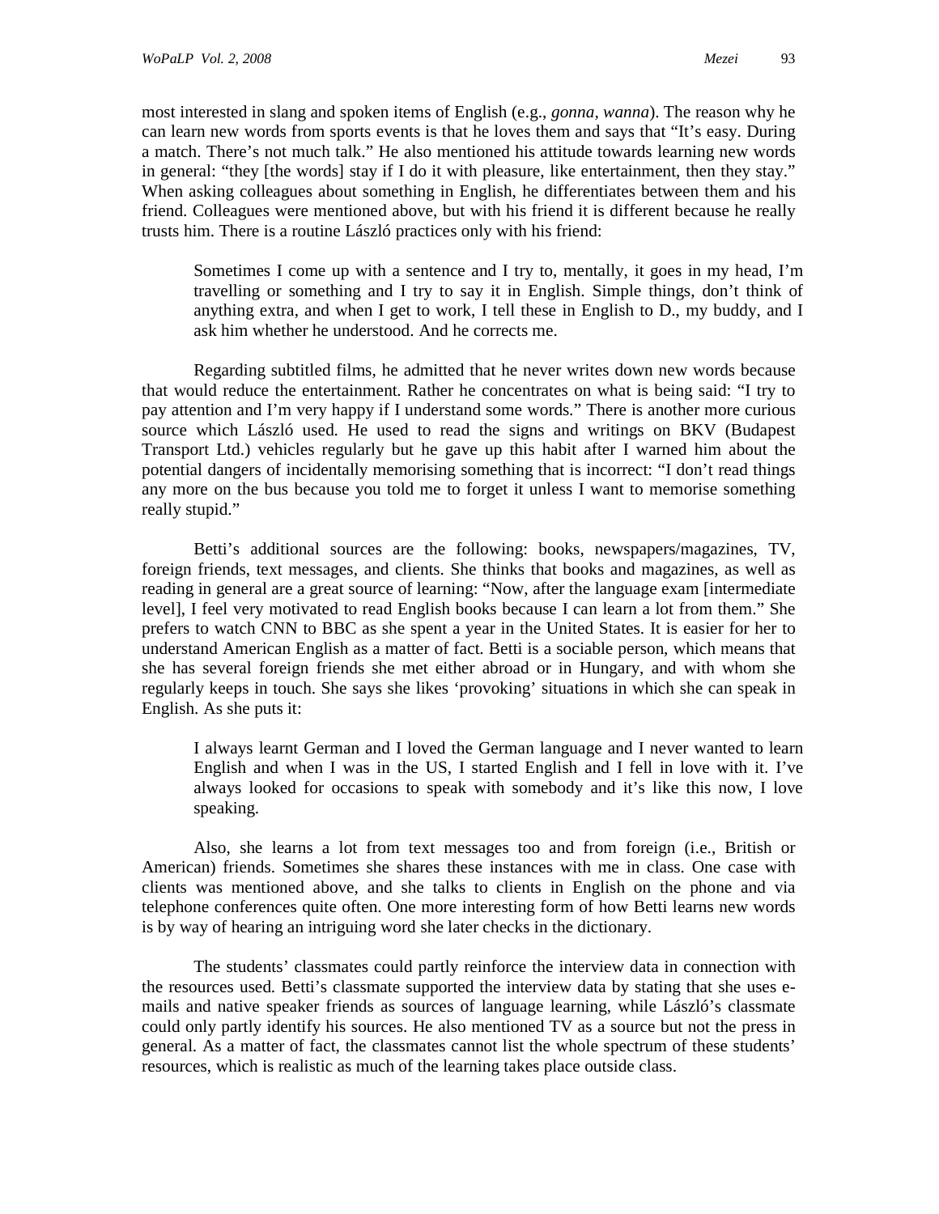most interested in slang and spoken items of English (e.g., *gonna, wanna*). The reason why he can learn new words from sports events is that he loves them and says that "It's easy. During a match. There's not much talk." He also mentioned his attitude towards learning new words in general: "they [the words] stay if I do it with pleasure, like entertainment, then they stay." When asking colleagues about something in English, he differentiates between them and his friend. Colleagues were mentioned above, but with his friend it is different because he really trusts him. There is a routine László practices only with his friend:

> Sometimes I come up with a sentence and I try to, mentally, it goes in my head, I'm travelling or something and I try to say it in English. Simple things, don't think of anything extra, and when I get to work, I tell these in English to D., my buddy, and I ask him whether he understood. And he corrects me.

Regarding subtitled films, he admitted that he never writes down new words because that would reduce the entertainment. Rather he concentrates on what is being said: "I try to pay attention and I'm very happy if I understand some words." There is another more curious source which László used. He used to read the signs and writings on BKV (Budapest Transport Ltd.) vehicles regularly but he gave up this habit after I warned him about the potential dangers of incidentally memorising something that is incorrect: "I don't read things any more on the bus because you told me to forget it unless I want to memorise something really stupid."

Betti's additional sources are the following: books, newspapers/magazines, TV, foreign friends, text messages, and clients. She thinks that books and magazines, as well as reading in general are a great source of learning: "Now, after the language exam [intermediate level], I feel very motivated to read English books because I can learn a lot from them." She prefers to watch CNN to BBC as she spent a year in the United States. It is easier for her to understand American English as a matter of fact. Betti is a sociable person, which means that she has several foreign friends she met either abroad or in Hungary, and with whom she regularly keeps in touch. She says she likes 'provoking' situations in which she can speak in English. As she puts it:

> I always learnt German and I loved the German language and I never wanted to learn English and when I was in the US, I started English and I fell in love with it. I've always looked for occasions to speak with somebody and it's like this now, I love speaking.

Also, she learns a lot from text messages too and from foreign (i.e., British or American) friends. Sometimes she shares these instances with me in class. One case with clients was mentioned above, and she talks to clients in English on the phone and via telephone conferences quite often. One more interesting form of how Betti learns new words is by way of hearing an intriguing word she later checks in the dictionary.

The students' classmates could partly reinforce the interview data in connection with the resources used. Betti's classmate supported the interview data by stating that she uses e-mails and native speaker friends as sources of language learning, while László's classmate could only partly identify his sources. He also mentioned TV as a source but not the press in general. As a matter of fact, the classmates cannot list the whole spectrum of these students' resources, which is realistic as much of the learning takes place outside class.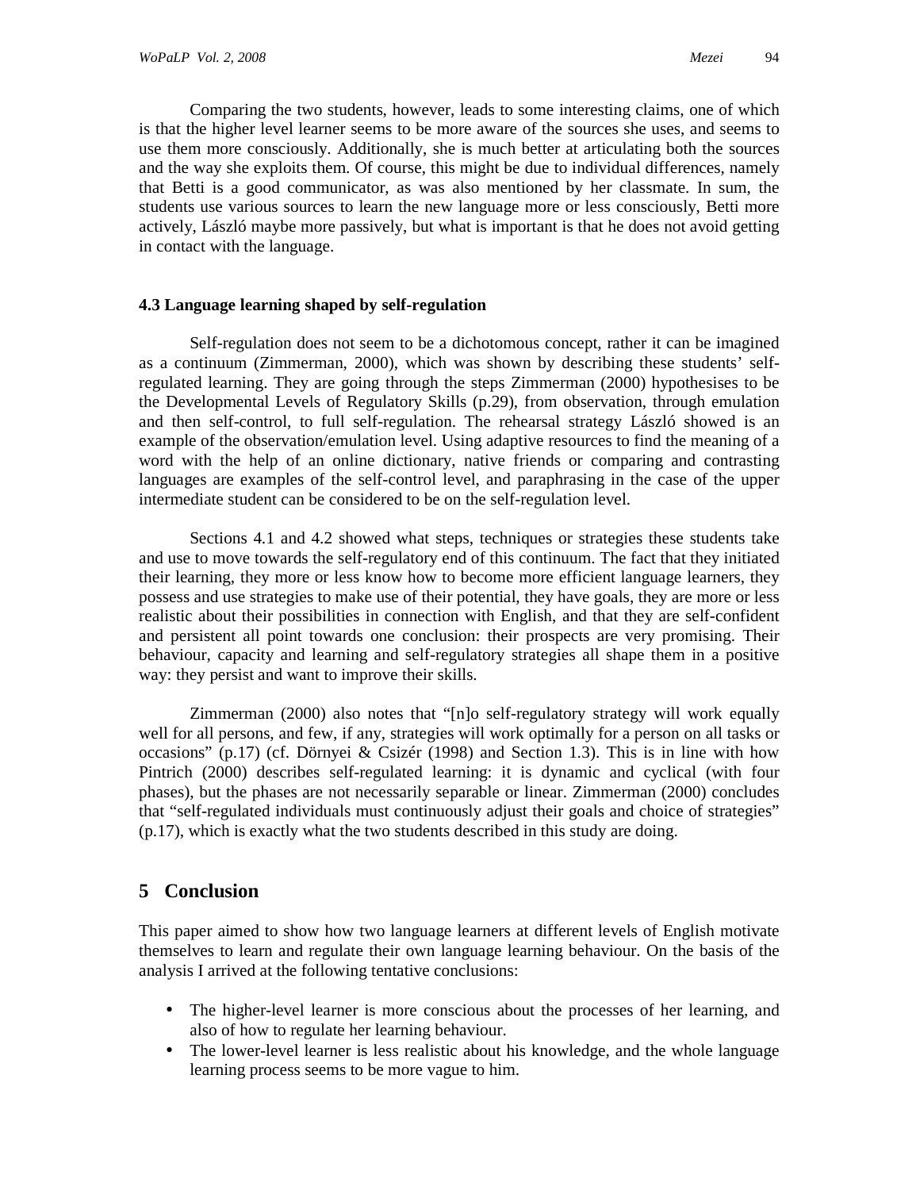Comparing the two students, however, leads to some interesting claims, one of which is that the higher level learner seems to be more aware of the sources she uses, and seems to use them more consciously. Additionally, she is much better at articulating both the sources and the way she exploits them. Of course, this might be due to individual differences, namely that Betti is a good communicator, as was also mentioned by her classmate. In sum, the students use various sources to learn the new language more or less consciously, Betti more actively, László maybe more passively, but what is important is that he does not avoid getting in contact with the language.

### 4.3 Language learning shaped by self-regulation

Self-regulation does not seem to be a dichotomous concept, rather it can be imagined as a continuum (Zimmerman, 2000), which was shown by describing these students' self-regulated learning. They are going through the steps Zimmerman (2000) hypothesises to be the Developmental Levels of Regulatory Skills (p.29), from observation, through emulation and then self-control, to full self-regulation. The rehearsal strategy László showed is an example of the observation/emulation level. Using adaptive resources to find the meaning of a word with the help of an online dictionary, native friends or comparing and contrasting languages are examples of the self-control level, and paraphrasing in the case of the upper intermediate student can be considered to be on the self-regulation level.

Sections 4.1 and 4.2 showed what steps, techniques or strategies these students take and use to move towards the self-regulatory end of this continuum. The fact that they initiated their learning, they more or less know how to become more efficient language learners, they possess and use strategies to make use of their potential, they have goals, they are more or less realistic about their possibilities in connection with English, and that they are self-confident and persistent all point towards one conclusion: their prospects are very promising. Their behaviour, capacity and learning and self-regulatory strategies all shape them in a positive way: they persist and want to improve their skills.

Zimmerman (2000) also notes that "[n]o self-regulatory strategy will work equally well for all persons, and few, if any, strategies will work optimally for a person on all tasks or occasions" (p.17) (cf. Dörnyei & Csizér (1998) and Section 1.3). This is in line with how Pintrich (2000) describes self-regulated learning: it is dynamic and cyclical (with four phases), but the phases are not necessarily separable or linear. Zimmerman (2000) concludes that "self-regulated individuals must continuously adjust their goals and choice of strategies" (p.17), which is exactly what the two students described in this study are doing.

## 5 Conclusion

This paper aimed to show how two language learners at different levels of English motivate themselves to learn and regulate their own language learning behaviour. On the basis of the analysis I arrived at the following tentative conclusions:

- The higher-level learner is more conscious about the processes of her learning, and also of how to regulate her learning behaviour.
- The lower-level learner is less realistic about his knowledge, and the whole language learning process seems to be more vague to him.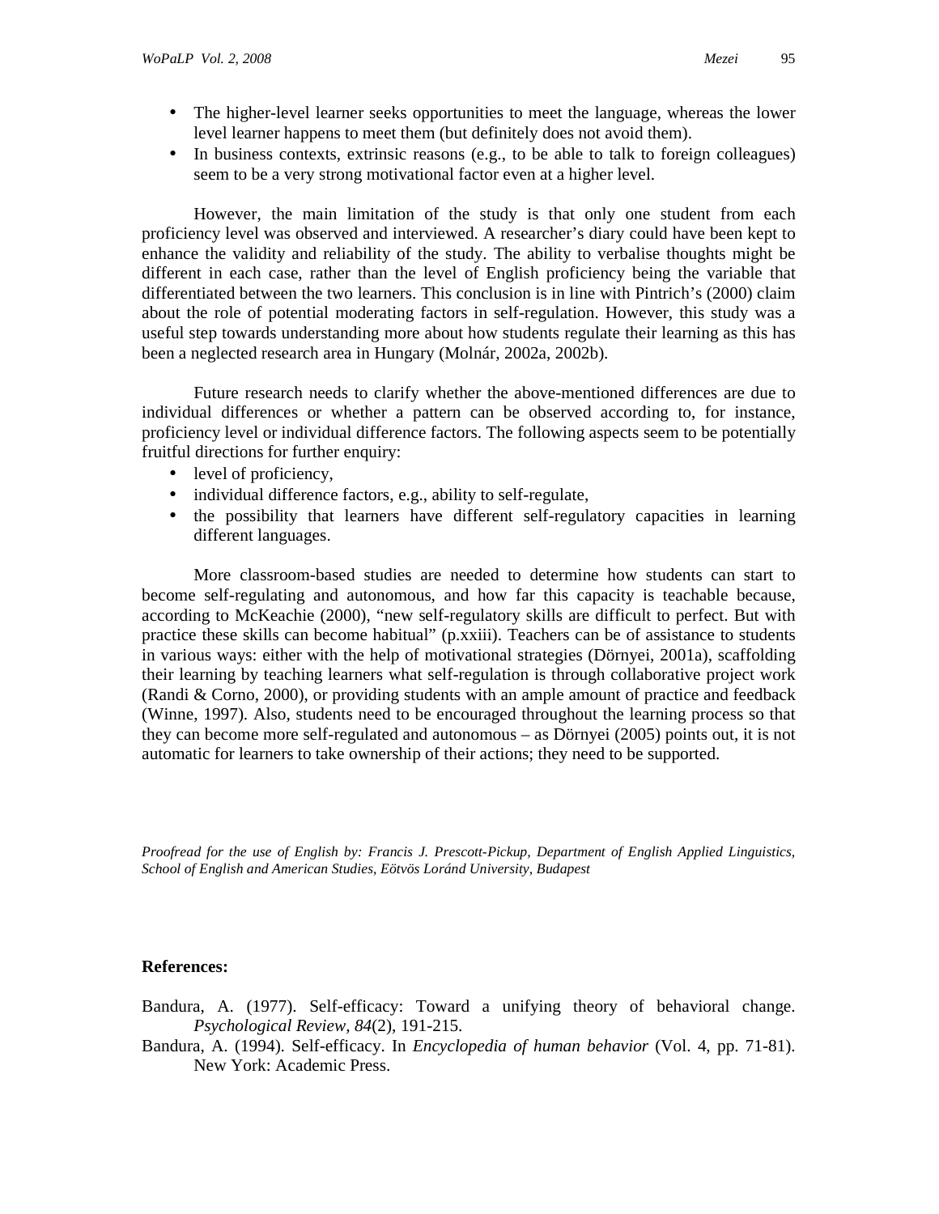- The higher-level learner seeks opportunities to meet the language, whereas the lower level learner happens to meet them (but definitely does not avoid them).
- In business contexts, extrinsic reasons (e.g., to be able to talk to foreign colleagues) seem to be a very strong motivational factor even at a higher level.

However, the main limitation of the study is that only one student from each proficiency level was observed and interviewed. A researcher's diary could have been kept to enhance the validity and reliability of the study. The ability to verbalise thoughts might be different in each case, rather than the level of English proficiency being the variable that differentiated between the two learners. This conclusion is in line with Pintrich's (2000) claim about the role of potential moderating factors in self-regulation. However, this study was a useful step towards understanding more about how students regulate their learning as this has been a neglected research area in Hungary (Molnár, 2002a, 2002b).

Future research needs to clarify whether the above-mentioned differences are due to individual differences or whether a pattern can be observed according to, for instance, proficiency level or individual difference factors. The following aspects seem to be potentially fruitful directions for further enquiry:

- level of proficiency,
- individual difference factors, e.g., ability to self-regulate,
- the possibility that learners have different self-regulatory capacities in learning different languages.

More classroom-based studies are needed to determine how students can start to become self-regulating and autonomous, and how far this capacity is teachable because, according to McKeachie (2000), "new self-regulatory skills are difficult to perfect. But with practice these skills can become habitual" (p.xxiii). Teachers can be of assistance to students in various ways: either with the help of motivational strategies (Dörnyei, 2001a), scaffolding their learning by teaching learners what self-regulation is through collaborative project work (Randi & Corno, 2000), or providing students with an ample amount of practice and feedback (Winne, 1997). Also, students need to be encouraged throughout the learning process so that they can become more self-regulated and autonomous – as Dörnyei (2005) points out, it is not automatic for learners to take ownership of their actions; they need to be supported.

*Proofread for the use of English by: Francis J. Prescott-Pickup, Department of English Applied Linguistics, School of English and American Studies, Eötvös Loránd University, Budapest*

**References:**

Bandura, A. (1977). Self-efficacy: Toward a unifying theory of behavioral change. *Psychological Review, 84*(2), 191-215.

Bandura, A. (1994). Self-efficacy. In *Encyclopedia of human behavior* (Vol. 4, pp. 71-81). New York: Academic Press.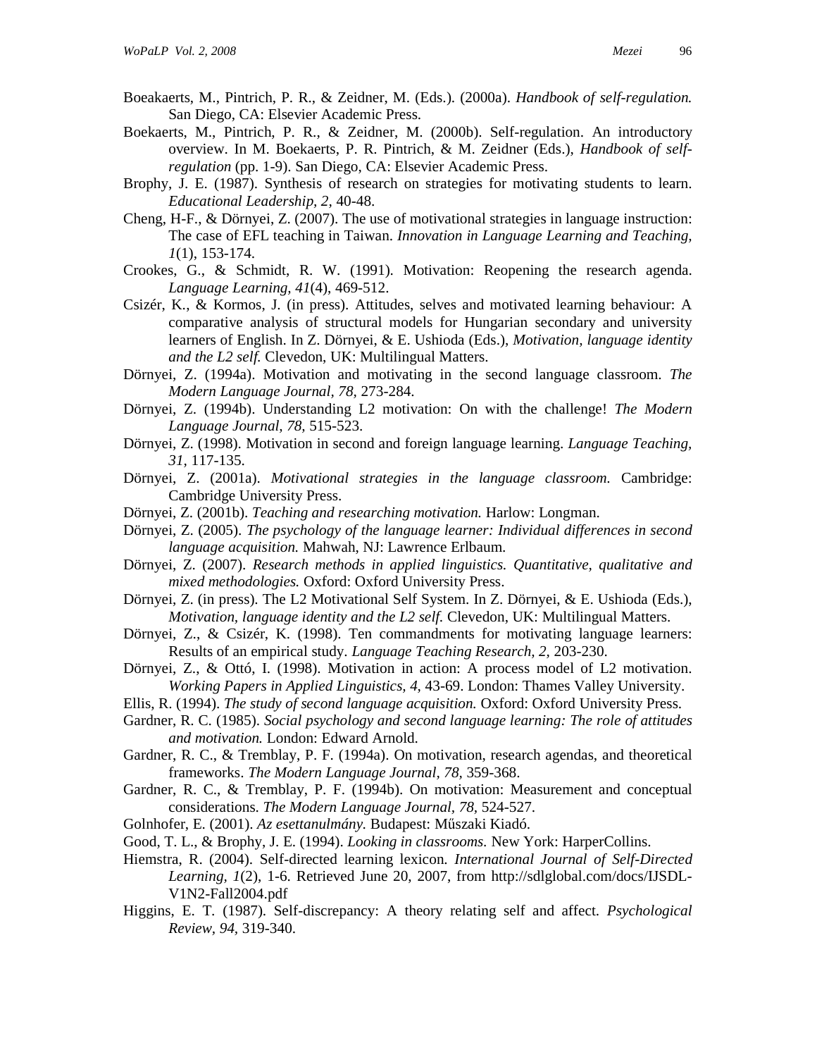Boeakaerts, M., Pintrich, P. R., & Zeidner, M. (Eds.). (2000a). *Handbook of self-regulation.* San Diego, CA: Elsevier Academic Press.

Boekaerts, M., Pintrich, P. R., & Zeidner, M. (2000b). Self-regulation. An introductory overview. In M. Boekaerts, P. R. Pintrich, & M. Zeidner (Eds.), *Handbook of self-regulation* (pp. 1-9). San Diego, CA: Elsevier Academic Press.

Brophy, J. E. (1987). Synthesis of research on strategies for motivating students to learn. *Educational Leadership, 2,* 40-48.

Cheng, H-F., & Dörnyei, Z. (2007). The use of motivational strategies in language instruction: The case of EFL teaching in Taiwan. *Innovation in Language Learning and Teaching, 1*(1), 153-174.

Crookes, G., & Schmidt, R. W. (1991). Motivation: Reopening the research agenda. *Language Learning, 41*(4), 469-512.

Csizér, K., & Kormos, J. (in press). Attitudes, selves and motivated learning behaviour: A comparative analysis of structural models for Hungarian secondary and university learners of English. In Z. Dörnyei, & E. Ushioda (Eds.), *Motivation, language identity and the L2 self.* Clevedon, UK: Multilingual Matters.

Dörnyei, Z. (1994a). Motivation and motivating in the second language classroom. *The Modern Language Journal, 78,* 273-284.

Dörnyei, Z. (1994b). Understanding L2 motivation: On with the challenge! *The Modern Language Journal, 78,* 515-523.

Dörnyei, Z. (1998). Motivation in second and foreign language learning. *Language Teaching, 31,* 117-135.

Dörnyei, Z. (2001a). *Motivational strategies in the language classroom.* Cambridge: Cambridge University Press.

Dörnyei, Z. (2001b). *Teaching and researching motivation.* Harlow: Longman.

Dörnyei, Z. (2005). *The psychology of the language learner: Individual differences in second language acquisition.* Mahwah, NJ: Lawrence Erlbaum.

Dörnyei, Z. (2007). *Research methods in applied linguistics. Quantitative, qualitative and mixed methodologies.* Oxford: Oxford University Press.

Dörnyei, Z. (in press). The L2 Motivational Self System. In Z. Dörnyei, & E. Ushioda (Eds.), *Motivation, language identity and the L2 self.* Clevedon, UK: Multilingual Matters.

Dörnyei, Z., & Csizér, K. (1998). Ten commandments for motivating language learners: Results of an empirical study. *Language Teaching Research, 2,* 203-230.

Dörnyei, Z., & Ottó, I. (1998). Motivation in action: A process model of L2 motivation. *Working Papers in Applied Linguistics, 4,* 43-69. London: Thames Valley University.

Ellis, R. (1994). *The study of second language acquisition.* Oxford: Oxford University Press.

Gardner, R. C. (1985). *Social psychology and second language learning: The role of attitudes and motivation.* London: Edward Arnold.

Gardner, R. C., & Tremblay, P. F. (1994a). On motivation, research agendas, and theoretical frameworks. *The Modern Language Journal, 78,* 359-368.

Gardner, R. C., & Tremblay, P. F. (1994b). On motivation: Measurement and conceptual considerations. *The Modern Language Journal, 78,* 524-527.

Golnhofer, E. (2001). *Az esettanulmány.* Budapest: Műszaki Kiadó.

Good, T. L., & Brophy, J. E. (1994). *Looking in classrooms.* New York: HarperCollins.

Hiemstra, R. (2004). Self-directed learning lexicon. *International Journal of Self-Directed Learning, 1*(2), 1-6. Retrieved June 20, 2007, from http://sdlglobal.com/docs/IJSDL-V1N2-Fall2004.pdf

Higgins, E. T. (1987). Self-discrepancy: A theory relating self and affect. *Psychological Review, 94,* 319-340.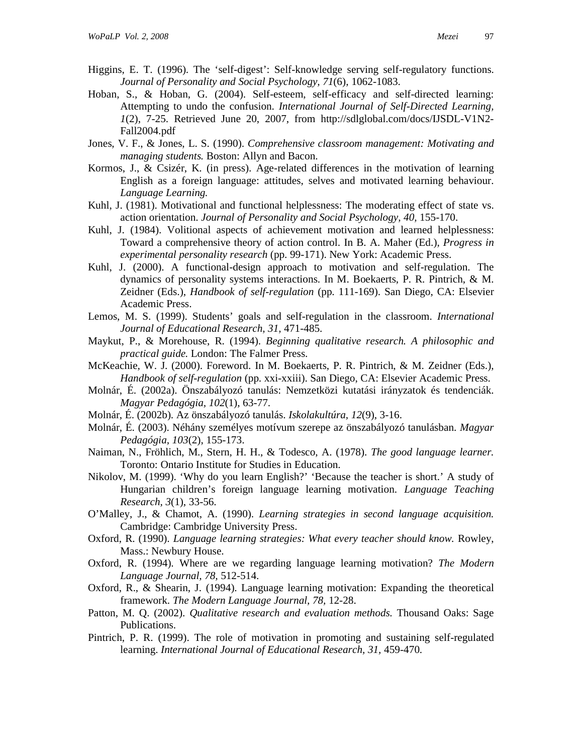Higgins, E. T. (1996). The ‘self-digest’: Self-knowledge serving self-regulatory functions. *Journal of Personality and Social Psychology, 71*(6), 1062-1083.

Hoban, S., & Hoban, G. (2004). Self-esteem, self-efficacy and self-directed learning: Attempting to undo the confusion. *International Journal of Self-Directed Learning, 1*(2), 7-25. Retrieved June 20, 2007, from http://sdlglobal.com/docs/IJSDL-V1N2-Fall2004.pdf

Jones, V. F., & Jones, L. S. (1990). *Comprehensive classroom management: Motivating and managing students.* Boston: Allyn and Bacon.

Kormos, J., & Csizér, K. (in press). Age-related differences in the motivation of learning English as a foreign language: attitudes, selves and motivated learning behaviour. *Language Learning.*

Kuhl, J. (1981). Motivational and functional helplessness: The moderating effect of state vs. action orientation. *Journal of Personality and Social Psychology, 40,* 155-170.

Kuhl, J. (1984). Volitional aspects of achievement motivation and learned helplessness: Toward a comprehensive theory of action control. In B. A. Maher (Ed.), *Progress in experimental personality research* (pp. 99-171). New York: Academic Press.

Kuhl, J. (2000). A functional-design approach to motivation and self-regulation. The dynamics of personality systems interactions. In M. Boekaerts, P. R. Pintrich, & M. Zeidner (Eds.), *Handbook of self-regulation* (pp. 111-169). San Diego, CA: Elsevier Academic Press.

Lemos, M. S. (1999). Students’ goals and self-regulation in the classroom. *International Journal of Educational Research, 31,* 471-485.

Maykut, P., & Morehouse, R. (1994). *Beginning qualitative research. A philosophic and practical guide.* London: The Falmer Press.

McKeachie, W. J. (2000). Foreword. In M. Boekaerts, P. R. Pintrich, & M. Zeidner (Eds.), *Handbook of self-regulation* (pp. xxi-xxiii). San Diego, CA: Elsevier Academic Press.

Molnár, É. (2002a). Önszabályozó tanulás: Nemzetközi kutatási irányzatok és tendenciák. *Magyar Pedagógia, 102*(1), 63-77.

Molnár, É. (2002b). Az önszabályozó tanulás. *Iskolakultúra, 12*(9), 3-16.

Molnár, É. (2003). Néhány személyes motívum szerepe az önszabályozó tanulásban. *Magyar Pedagógia, 103*(2), 155-173.

Naiman, N., Fröhlich, M., Stern, H. H., & Todesco, A. (1978). *The good language learner.* Toronto: Ontario Institute for Studies in Education.

Nikolov, M. (1999). ‘Why do you learn English?’ ‘Because the teacher is short.’ A study of Hungarian children’s foreign language learning motivation. *Language Teaching Research, 3*(1), 33-56.

O’Malley, J., & Chamot, A. (1990). *Learning strategies in second language acquisition.* Cambridge: Cambridge University Press.

Oxford, R. (1990). *Language learning strategies: What every teacher should know.* Rowley, Mass.: Newbury House.

Oxford, R. (1994). Where are we regarding language learning motivation? *The Modern Language Journal, 78,* 512-514.

Oxford, R., & Shearin, J. (1994). Language learning motivation: Expanding the theoretical framework. *The Modern Language Journal, 78,* 12-28.

Patton, M. Q. (2002). *Qualitative research and evaluation methods.* Thousand Oaks: Sage Publications.

Pintrich, P. R. (1999). The role of motivation in promoting and sustaining self-regulated learning. *International Journal of Educational Research, 31,* 459-470.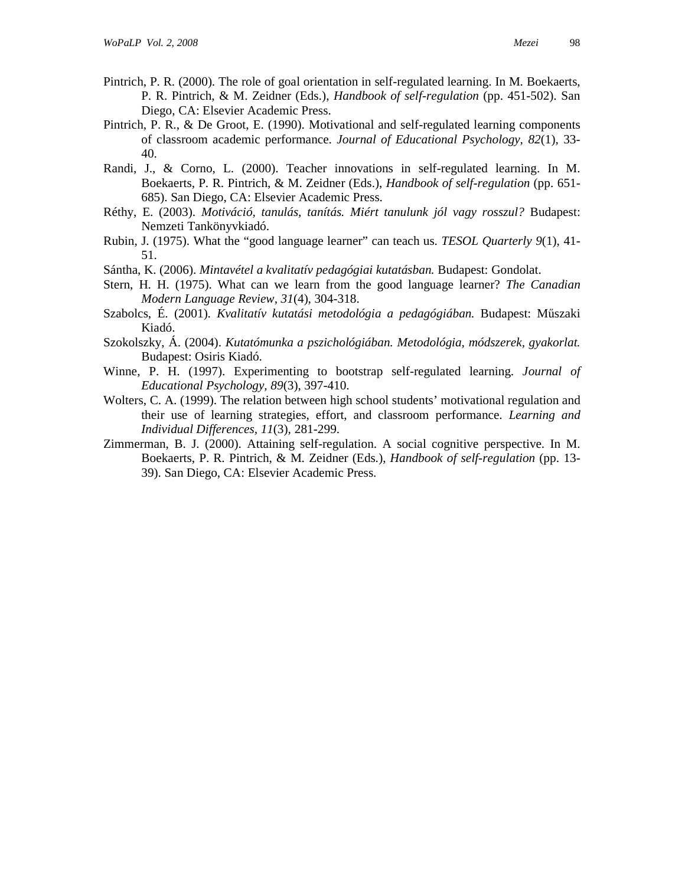Pintrich, P. R. (2000). The role of goal orientation in self-regulated learning. In M. Boekaerts, P. R. Pintrich, & M. Zeidner (Eds.), *Handbook of self-regulation* (pp. 451-502). San Diego, CA: Elsevier Academic Press.

Pintrich, P. R., & De Groot, E. (1990). Motivational and self-regulated learning components of classroom academic performance. *Journal of Educational Psychology, 82*(1), 33-40.

Randi, J., & Corno, L. (2000). Teacher innovations in self-regulated learning. In M. Boekaerts, P. R. Pintrich, & M. Zeidner (Eds.), *Handbook of self-regulation* (pp. 651-685). San Diego, CA: Elsevier Academic Press.

Réthy, E. (2003). *Motiváció, tanulás, tanítás. Miért tanulunk jól vagy rosszul?* Budapest: Nemzeti Tankönyvkiadó.

Rubin, J. (1975). What the "good language learner" can teach us. *TESOL Quarterly 9*(1), 41-51.

Sántha, K. (2006). *Mintavétel a kvalitatív pedagógiai kutatásban.* Budapest: Gondolat.

Stern, H. H. (1975). What can we learn from the good language learner? *The Canadian Modern Language Review, 31*(4), 304-318.

Szabolcs, É. (2001). *Kvalitatív kutatási metodológia a pedagógiában.* Budapest: Műszaki Kiadó.

Szokolszky, Á. (2004). *Kutatómunka a pszichológiában. Metodológia, módszerek, gyakorlat.* Budapest: Osiris Kiadó.

Winne, P. H. (1997). Experimenting to bootstrap self-regulated learning. *Journal of Educational Psychology, 89*(3), 397-410.

Wolters, C. A. (1999). The relation between high school students' motivational regulation and their use of learning strategies, effort, and classroom performance. *Learning and Individual Differences, 11*(3), 281-299.

Zimmerman, B. J. (2000). Attaining self-regulation. A social cognitive perspective. In M. Boekaerts, P. R. Pintrich, & M. Zeidner (Eds.), *Handbook of self-regulation* (pp. 13-39). San Diego, CA: Elsevier Academic Press.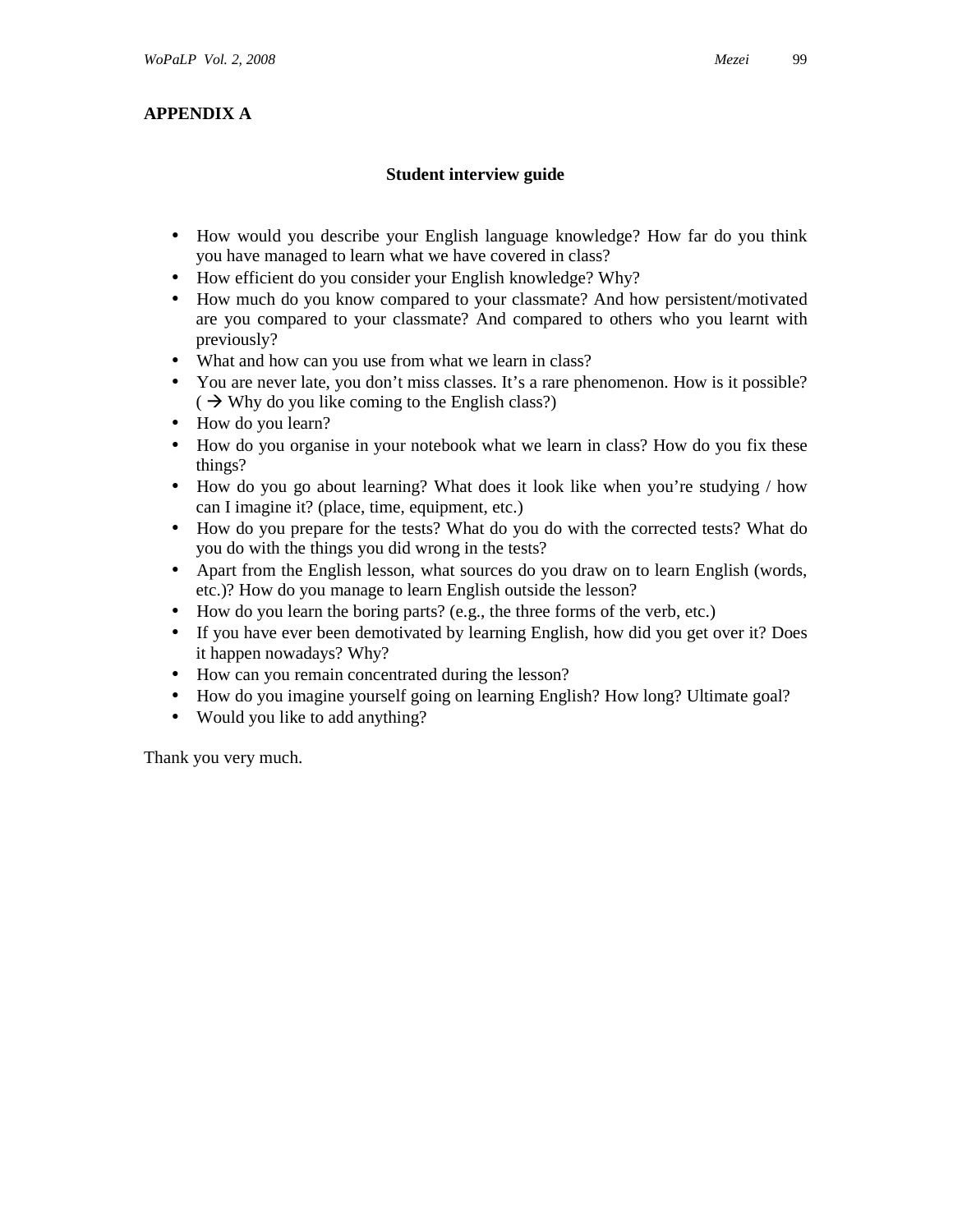## APPENDIX A

### Student interview guide

- How would you describe your English language knowledge? How far do you think you have managed to learn what we have covered in class?
- How efficient do you consider your English knowledge? Why?
- How much do you know compared to your classmate? And how persistent/motivated are you compared to your classmate? And compared to others who you learnt with previously?
- What and how can you use from what we learn in class?
- You are never late, you don't miss classes. It's a rare phenomenon. How is it possible? ( → Why do you like coming to the English class?)
- How do you learn?
- How do you organise in your notebook what we learn in class? How do you fix these things?
- How do you go about learning? What does it look like when you're studying / how can I imagine it? (place, time, equipment, etc.)
- How do you prepare for the tests? What do you do with the corrected tests? What do you do with the things you did wrong in the tests?
- Apart from the English lesson, what sources do you draw on to learn English (words, etc.)? How do you manage to learn English outside the lesson?
- How do you learn the boring parts? (e.g., the three forms of the verb, etc.)
- If you have ever been demotivated by learning English, how did you get over it? Does it happen nowadays? Why?
- How can you remain concentrated during the lesson?
- How do you imagine yourself going on learning English? How long? Ultimate goal?
- Would you like to add anything?

Thank you very much.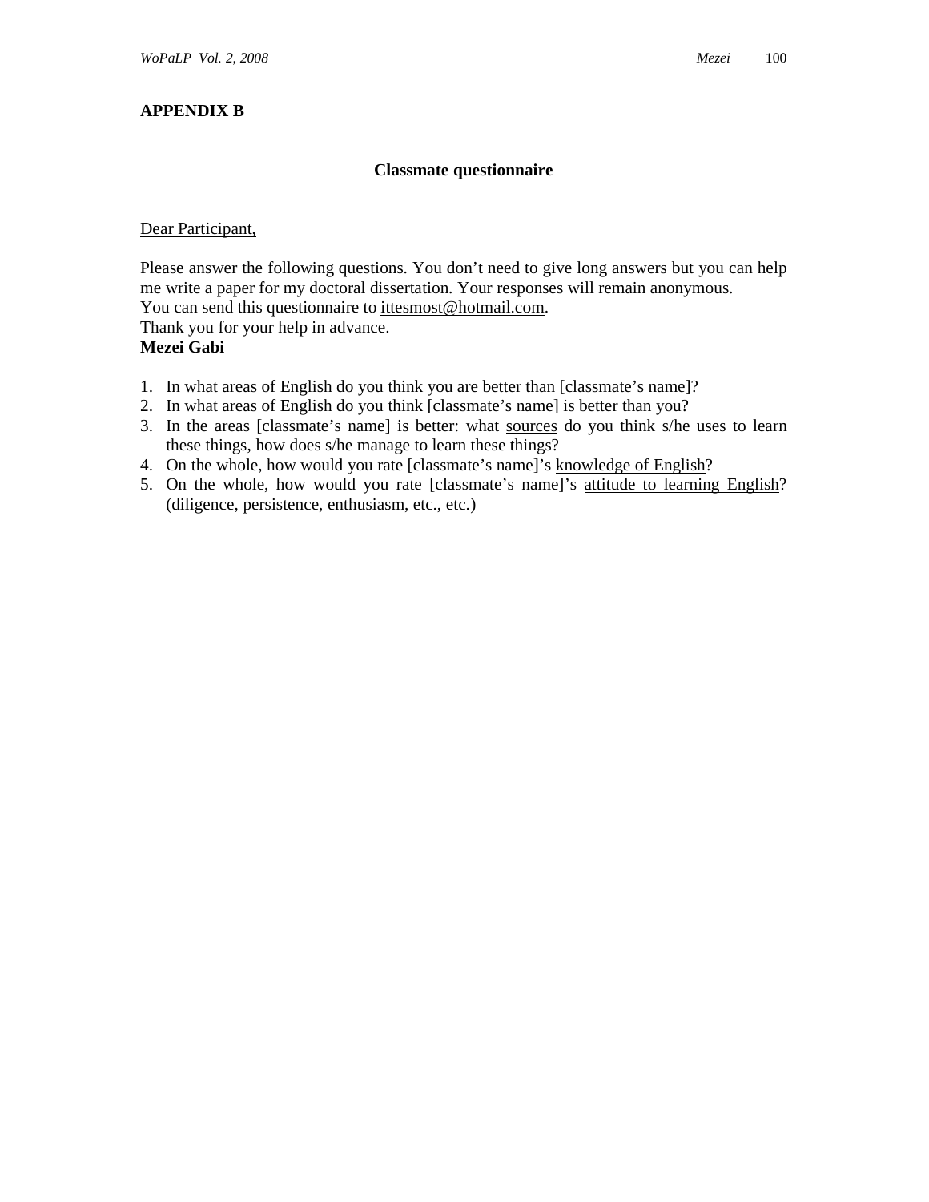## APPENDIX B

### Classmate questionnaire

Dear Participant,

Please answer the following questions. You don't need to give long answers but you can help me write a paper for my doctoral dissertation. Your responses will remain anonymous.
You can send this questionnaire to ittesmost@hotmail.com.
Thank you for your help in advance.
**Mezei Gabi**

1. In what areas of English do you think you are better than [classmate's name]?
2. In what areas of English do you think [classmate's name] is better than you?
3. In the areas [classmate's name] is better: what sources do you think s/he uses to learn these things, how does s/he manage to learn these things?
4. On the whole, how would you rate [classmate's name]'s knowledge of English?
5. On the whole, how would you rate [classmate's name]'s attitude to learning English? (diligence, persistence, enthusiasm, etc., etc.)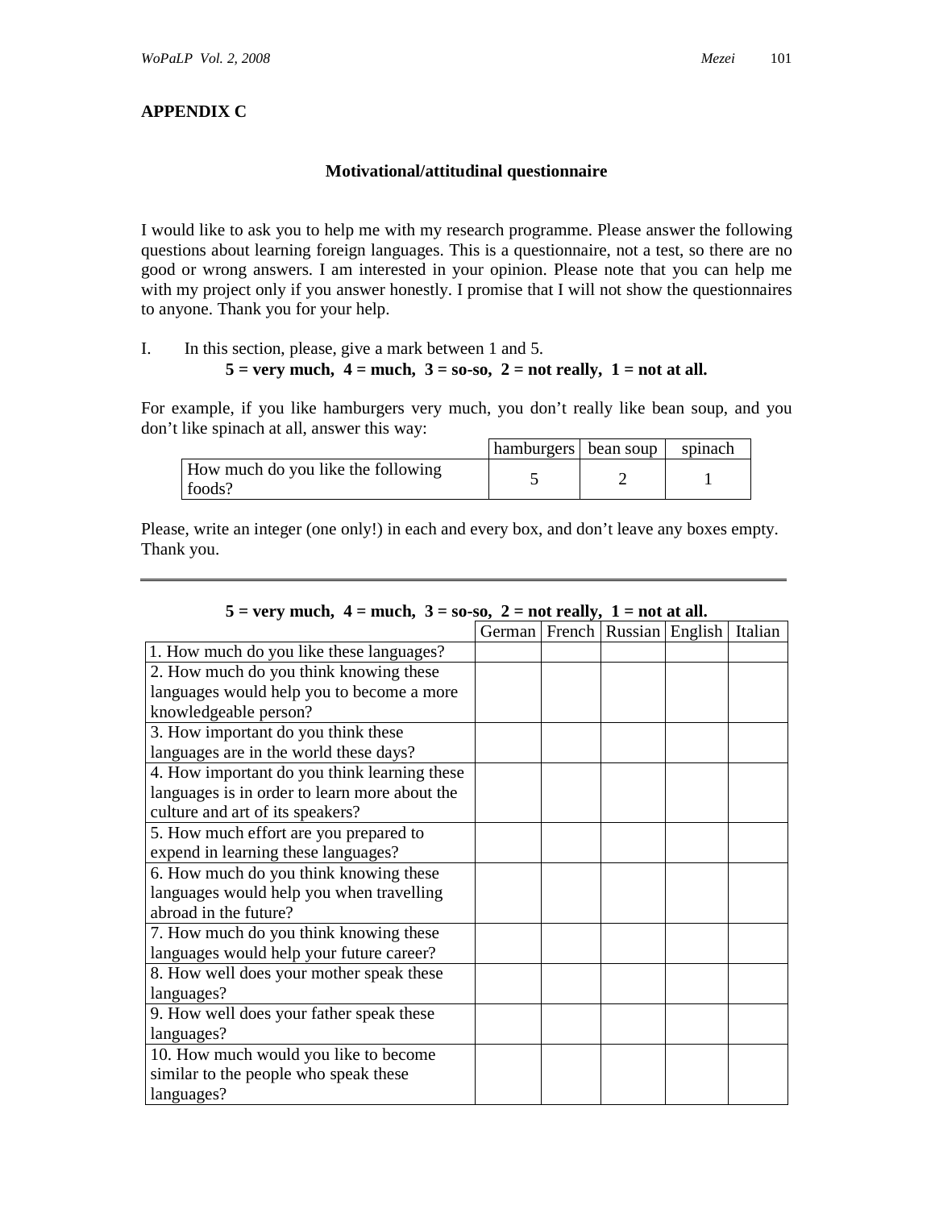## APPENDIX C

### Motivational/attitudinal questionnaire

I would like to ask you to help me with my research programme. Please answer the following questions about learning foreign languages. This is a questionnaire, not a test, so there are no good or wrong answers. I am interested in your opinion. Please note that you can help me with my project only if you answer honestly. I promise that I will not show the questionnaires to anyone. Thank you for your help.

I. In this section, please, give a mark between 1 and 5.

**5 = very much, 4 = much, 3 = so-so, 2 = not really, 1 = not at all.**

For example, if you like hamburgers very much, you don't really like bean soup, and you don't like spinach at all, answer this way:

| | hamburgers | bean soup | spinach |
|---|---|---|---|
| How much do you like the following foods? | 5 | 2 | 1 |

Please, write an integer (one only!) in each and every box, and don't leave any boxes empty. Thank you.

---

**5 = very much, 4 = much, 3 = so-so, 2 = not really, 1 = not at all.**

| | German | French | Russian | English | Italian |
|---|---|---|---|---|---|
| 1. How much do you like these languages? | | | | | |
| 2. How much do you think knowing these languages would help you to become a more knowledgeable person? | | | | | |
| 3. How important do you think these languages are in the world these days? | | | | | |
| 4. How important do you think learning these languages is in order to learn more about the culture and art of its speakers? | | | | | |
| 5. How much effort are you prepared to expend in learning these languages? | | | | | |
| 6. How much do you think knowing these languages would help you when travelling abroad in the future? | | | | | |
| 7. How much do you think knowing these languages would help your future career? | | | | | |
| 8. How well does your mother speak these languages? | | | | | |
| 9. How well does your father speak these languages? | | | | | |
| 10. How much would you like to become similar to the people who speak these languages? | | | | | |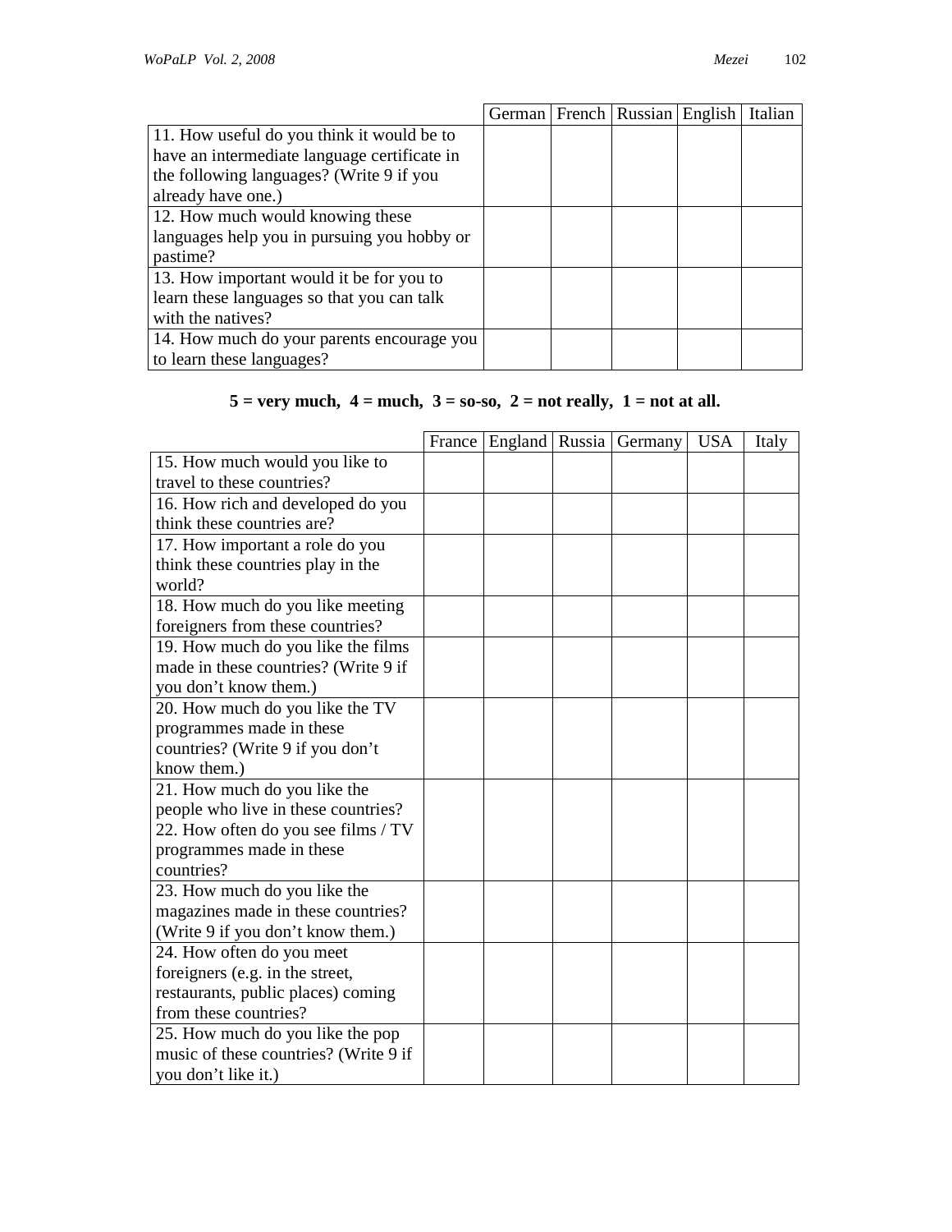| | German | French | Russian | English | Italian |
|---|---|---|---|---|---|
| 11. How useful do you think it would be to have an intermediate language certificate in the following languages? (Write 9 if you already have one.) | | | | | |
| 12. How much would knowing these languages help you in pursuing you hobby or pastime? | | | | | |
| 13. How important would it be for you to learn these languages so that you can talk with the natives? | | | | | |
| 14. How much do your parents encourage you to learn these languages? | | | | | |

**5 = very much,  4 = much,  3 = so-so,  2 = not really,  1 = not at all.**

| | France | England | Russia | Germany | USA | Italy |
|---|---|---|---|---|---|---|
| 15. How much would you like to travel to these countries? | | | | | | |
| 16. How rich and developed do you think these countries are? | | | | | | |
| 17. How important a role do you think these countries play in the world? | | | | | | |
| 18. How much do you like meeting foreigners from these countries? | | | | | | |
| 19. How much do you like the films made in these countries? (Write 9 if you don't know them.) | | | | | | |
| 20. How much do you like the TV programmes made in these countries? (Write 9 if you don't know them.) | | | | | | |
| 21. How much do you like the people who live in these countries? 22. How often do you see films / TV programmes made in these countries? | | | | | | |
| 23. How much do you like the magazines made in these countries? (Write 9 if you don't know them.) | | | | | | |
| 24. How often do you meet foreigners (e.g. in the street, restaurants, public places) coming from these countries? | | | | | | |
| 25. How much do you like the pop music of these countries? (Write 9 if you don't like it.) | | | | | | |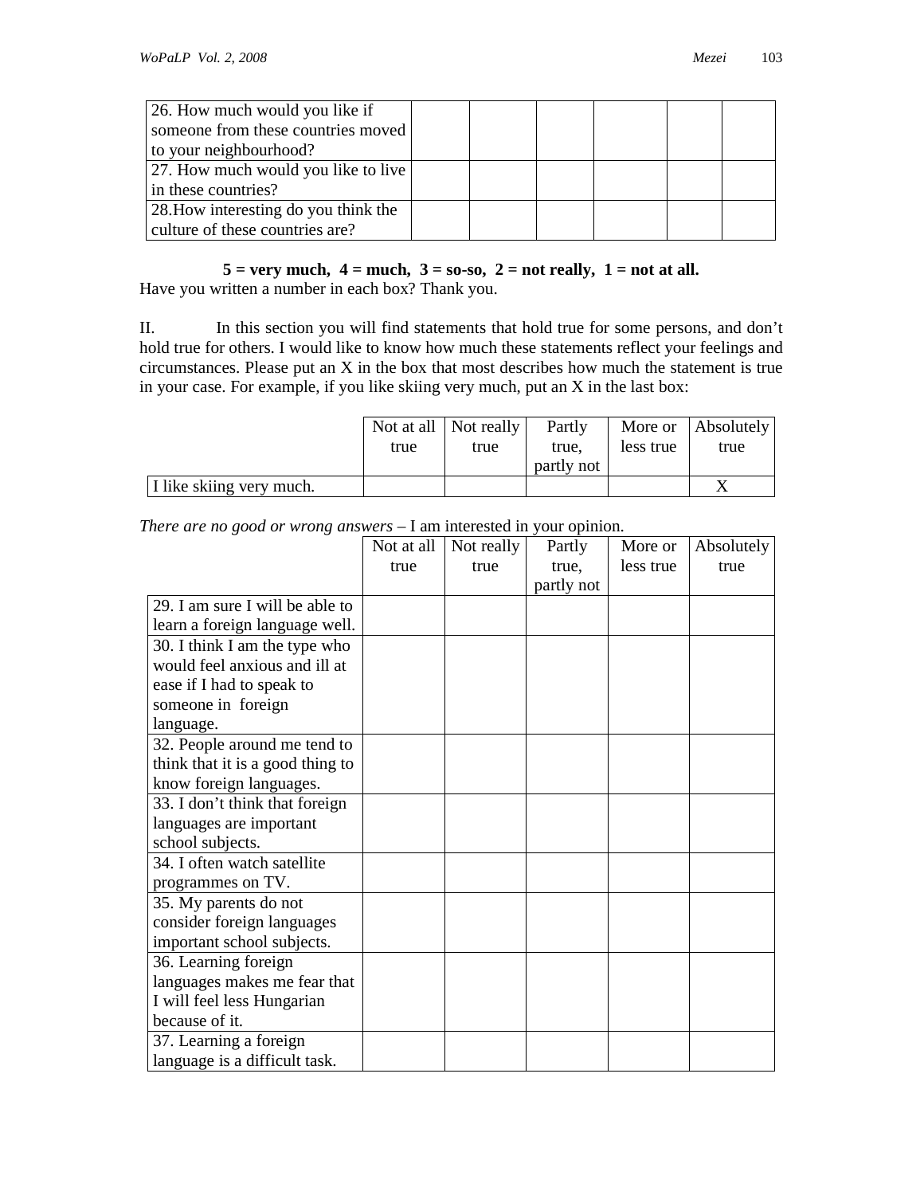| 26. How much would you like if someone from these countries moved to your neighbourhood? | | | | | | |
|---|---|---|---|---|---|---|
| 27. How much would you like to live in these countries? | | | | | | |
| 28.How interesting do you think the culture of these countries are? | | | | | | |

**5 = very much, 4 = much, 3 = so-so, 2 = not really, 1 = not at all.**

Have you written a number in each box? Thank you.

II. In this section you will find statements that hold true for some persons, and don't hold true for others. I would like to know how much these statements reflect your feelings and circumstances. Please put an X in the box that most describes how much the statement is true in your case. For example, if you like skiing very much, put an X in the last box:

| | Not at all true | Not really true | Partly true, partly not | More or less true | Absolutely true |
|---|---|---|---|---|---|
| I like skiing very much. | | | | | X |

*There are no good or wrong answers* – I am interested in your opinion.

| | Not at all true | Not really true | Partly true, partly not | More or less true | Absolutely true |
|---|---|---|---|---|---|
| 29. I am sure I will be able to learn a foreign language well. | | | | | |
| 30. I think I am the type who would feel anxious and ill at ease if I had to speak to someone in foreign language. | | | | | |
| 32. People around me tend to think that it is a good thing to know foreign languages. | | | | | |
| 33. I don't think that foreign languages are important school subjects. | | | | | |
| 34. I often watch satellite programmes on TV. | | | | | |
| 35. My parents do not consider foreign languages important school subjects. | | | | | |
| 36. Learning foreign languages makes me fear that I will feel less Hungarian because of it. | | | | | |
| 37. Learning a foreign language is a difficult task. | | | | | |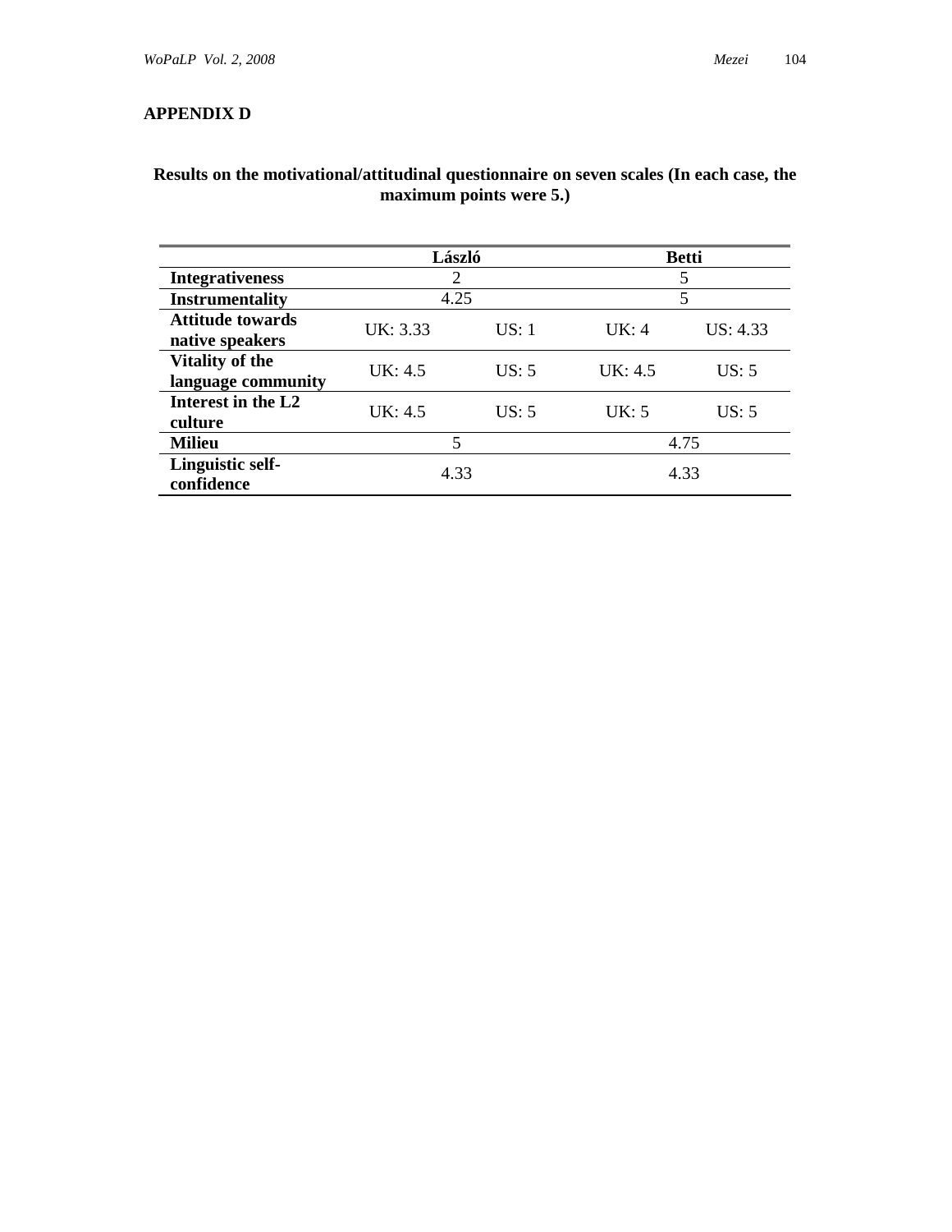## APPENDIX D

**Results on the motivational/attitudinal questionnaire on seven scales (In each case, the maximum points were 5.)**

| | László | | Betti | |
|---|---|---|---|---|
| **Integrativeness** | 2 | | 5 | |
| **Instrumentality** | 4.25 | | 5 | |
| **Attitude towards native speakers** | UK: 3.33 | US: 1 | UK: 4 | US: 4.33 |
| **Vitality of the language community** | UK: 4.5 | US: 5 | UK: 4.5 | US: 5 |
| **Interest in the L2 culture** | UK: 4.5 | US: 5 | UK: 5 | US: 5 |
| **Milieu** | 5 | | 4.75 | |
| **Linguistic self-confidence** | 4.33 | | 4.33 | |